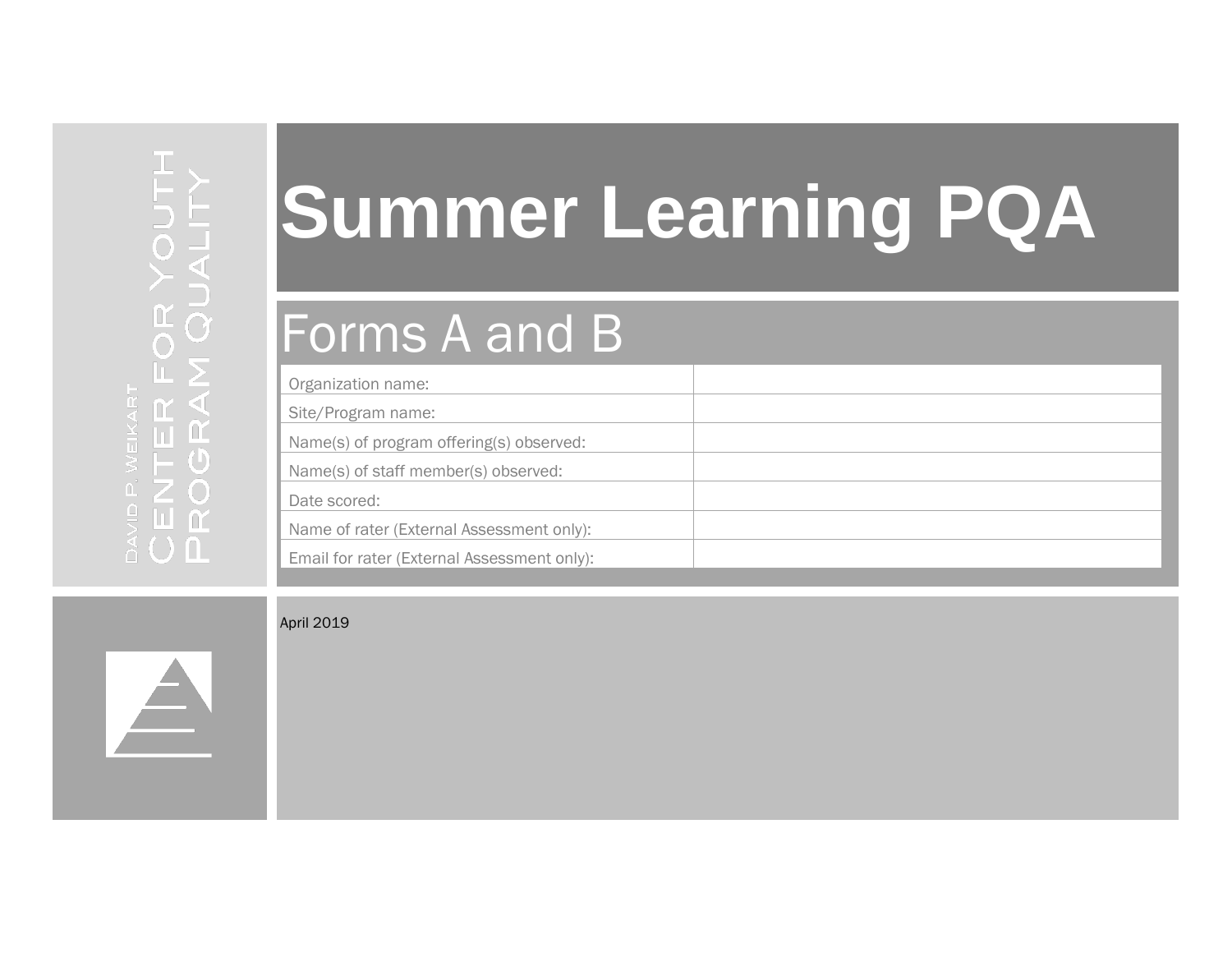DAVID P. WEIKART
CENTER FOR YOUTH
PROGRAM QUALITY

# Summer Learning PQA

## Forms A and B

| | |
|---|---|
| Organization name: | |
| Site/Program name: | |
| Name(s) of program offering(s) observed: | |
| Name(s) of staff member(s) observed: | |
| Date scored: | |
| Name of rater (External Assessment only): | |
| Email for rater (External Assessment only): | |

April 2019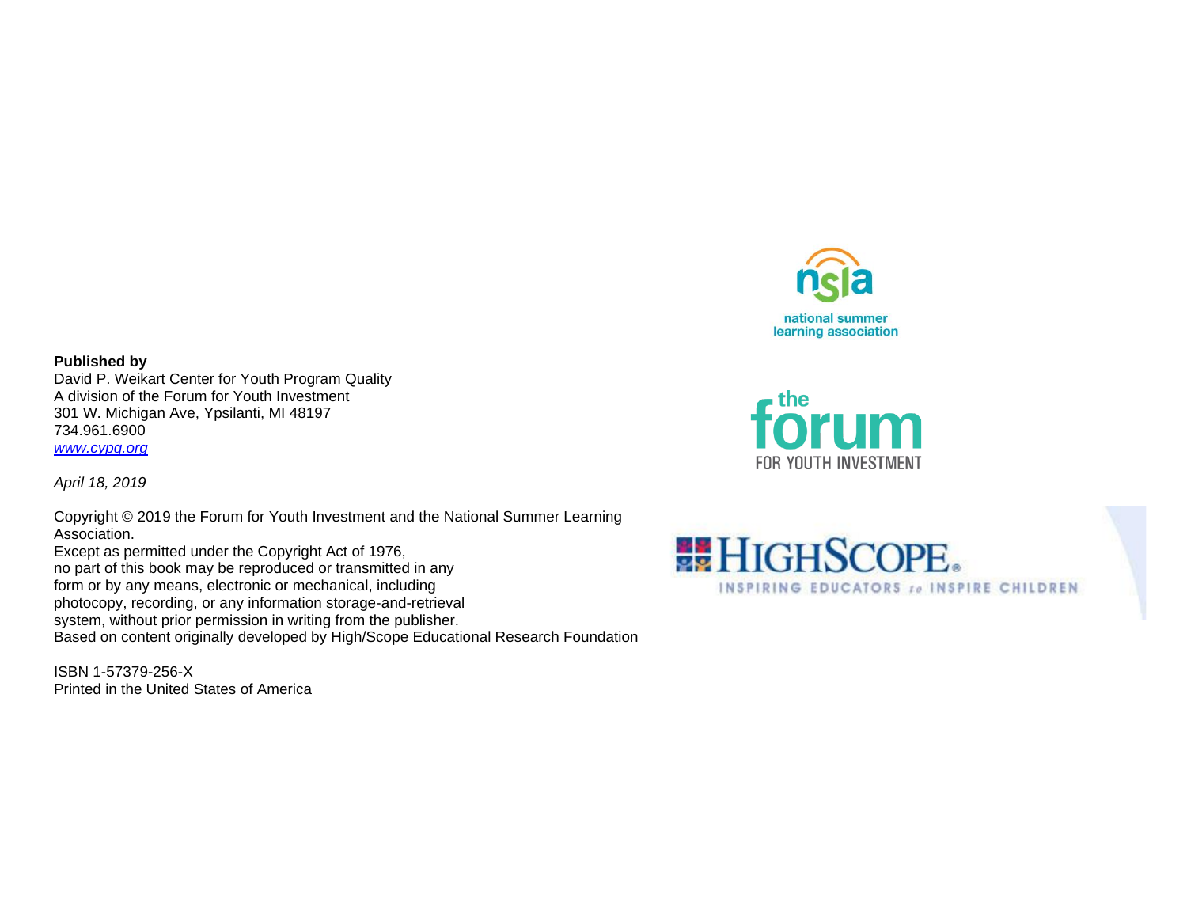**Published by**
David P. Weikart Center for Youth Program Quality
A division of the Forum for Youth Investment
301 W. Michigan Ave, Ypsilanti, MI 48197
734.961.6900
[www.cypq.org](http://www.cypq.org)

*April 18, 2019*

Copyright © 2019 the Forum for Youth Investment and the National Summer Learning Association.
Except as permitted under the Copyright Act of 1976,
no part of this book may be reproduced or transmitted in any
form or by any means, electronic or mechanical, including
photocopy, recording, or any information storage-and-retrieval
system, without prior permission in writing from the publisher.
Based on content originally developed by High/Scope Educational Research Foundation

ISBN 1-57379-256-X
Printed in the United States of America

nsla
national summer learning association

the forum
FOR YOUTH INVESTMENT

HIGHSCOPE®
INSPIRING EDUCATORS to INSPIRE CHILDREN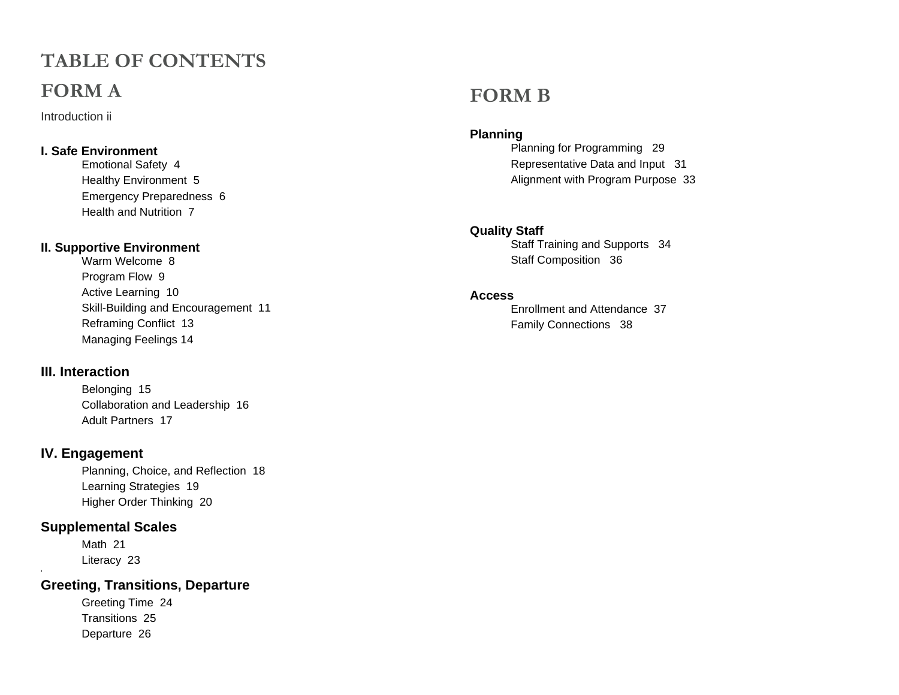# TABLE OF CONTENTS

## FORM A

Introduction ii

### I. Safe Environment

- Emotional Safety 4
- Healthy Environment 5
- Emergency Preparedness 6
- Health and Nutrition 7

### II. Supportive Environment

- Warm Welcome 8
- Program Flow 9
- Active Learning 10
- Skill-Building and Encouragement 11
- Reframing Conflict 13
- Managing Feelings 14

### III. Interaction

- Belonging 15
- Collaboration and Leadership 16
- Adult Partners 17

### IV. Engagement

- Planning, Choice, and Reflection 18
- Learning Strategies 19
- Higher Order Thinking 20

### Supplemental Scales

- Math 21
- Literacy 23

### Greeting, Transitions, Departure

- Greeting Time 24
- Transitions 25
- Departure 26

## FORM B

### Planning

- Planning for Programming 29
- Representative Data and Input 31
- Alignment with Program Purpose 33

### Quality Staff

- Staff Training and Supports 34
- Staff Composition 36

### Access

- Enrollment and Attendance 37
- Family Connections 38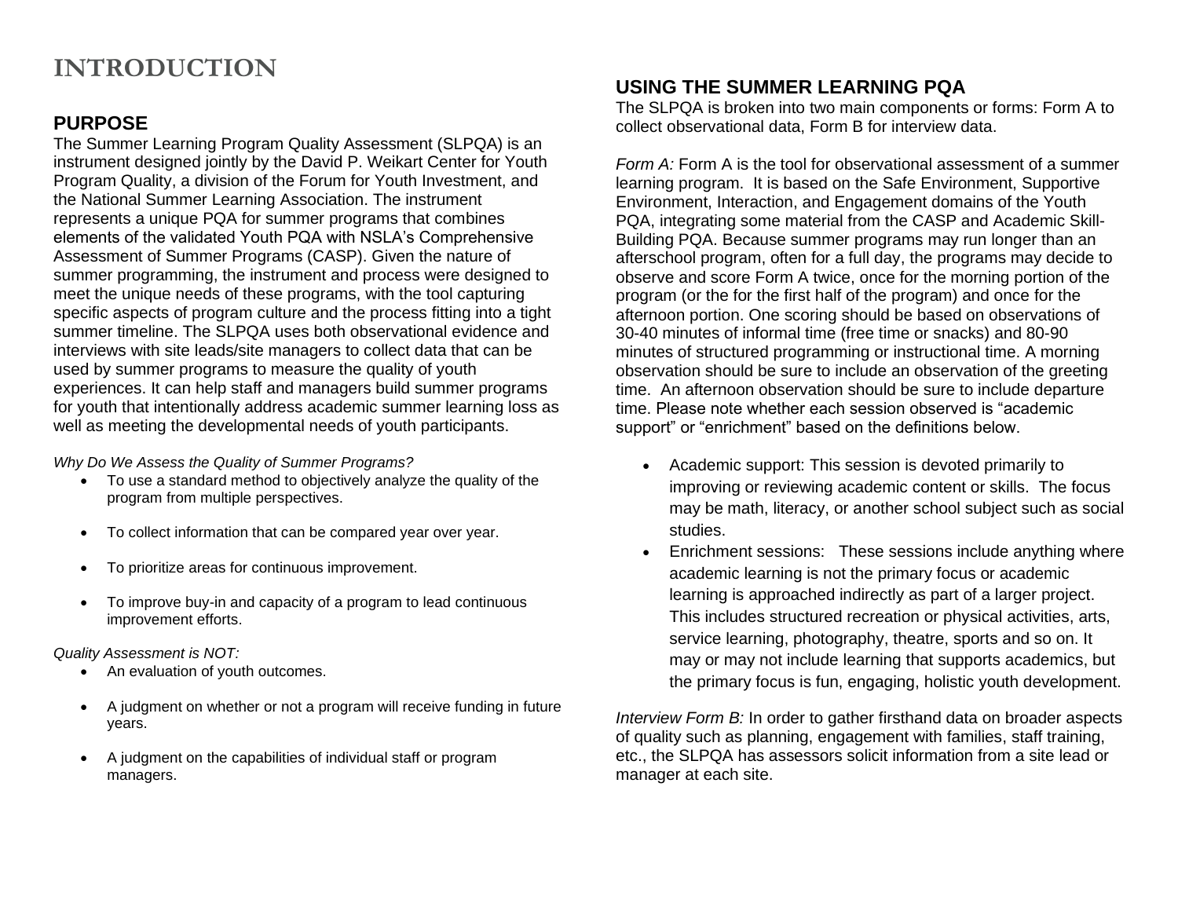# INTRODUCTION

## PURPOSE

The Summer Learning Program Quality Assessment (SLPQA) is an instrument designed jointly by the David P. Weikart Center for Youth Program Quality, a division of the Forum for Youth Investment, and the National Summer Learning Association. The instrument represents a unique PQA for summer programs that combines elements of the validated Youth PQA with NSLA's Comprehensive Assessment of Summer Programs (CASP). Given the nature of summer programming, the instrument and process were designed to meet the unique needs of these programs, with the tool capturing specific aspects of program culture and the process fitting into a tight summer timeline. The SLPQA uses both observational evidence and interviews with site leads/site managers to collect data that can be used by summer programs to measure the quality of youth experiences. It can help staff and managers build summer programs for youth that intentionally address academic summer learning loss as well as meeting the developmental needs of youth participants.

*Why Do We Assess the Quality of Summer Programs?*

- To use a standard method to objectively analyze the quality of the program from multiple perspectives.
- To collect information that can be compared year over year.
- To prioritize areas for continuous improvement.
- To improve buy-in and capacity of a program to lead continuous improvement efforts.

*Quality Assessment is NOT:*

- An evaluation of youth outcomes.
- A judgment on whether or not a program will receive funding in future years.
- A judgment on the capabilities of individual staff or program managers.

## USING THE SUMMER LEARNING PQA

The SLPQA is broken into two main components or forms: Form A to collect observational data, Form B for interview data.

*Form A:* Form A is the tool for observational assessment of a summer learning program. It is based on the Safe Environment, Supportive Environment, Interaction, and Engagement domains of the Youth PQA, integrating some material from the CASP and Academic Skill-Building PQA. Because summer programs may run longer than an afterschool program, often for a full day, the programs may decide to observe and score Form A twice, once for the morning portion of the program (or the for the first half of the program) and once for the afternoon portion. One scoring should be based on observations of 30-40 minutes of informal time (free time or snacks) and 80-90 minutes of structured programming or instructional time. A morning observation should be sure to include an observation of the greeting time. An afternoon observation should be sure to include departure time. Please note whether each session observed is "academic support" or "enrichment" based on the definitions below.

- Academic support: This session is devoted primarily to improving or reviewing academic content or skills. The focus may be math, literacy, or another school subject such as social studies.
- Enrichment sessions: These sessions include anything where academic learning is not the primary focus or academic learning is approached indirectly as part of a larger project. This includes structured recreation or physical activities, arts, service learning, photography, theatre, sports and so on. It may or may not include learning that supports academics, but the primary focus is fun, engaging, holistic youth development.

*Interview Form B:* In order to gather firsthand data on broader aspects of quality such as planning, engagement with families, staff training, etc., the SLPQA has assessors solicit information from a site lead or manager at each site.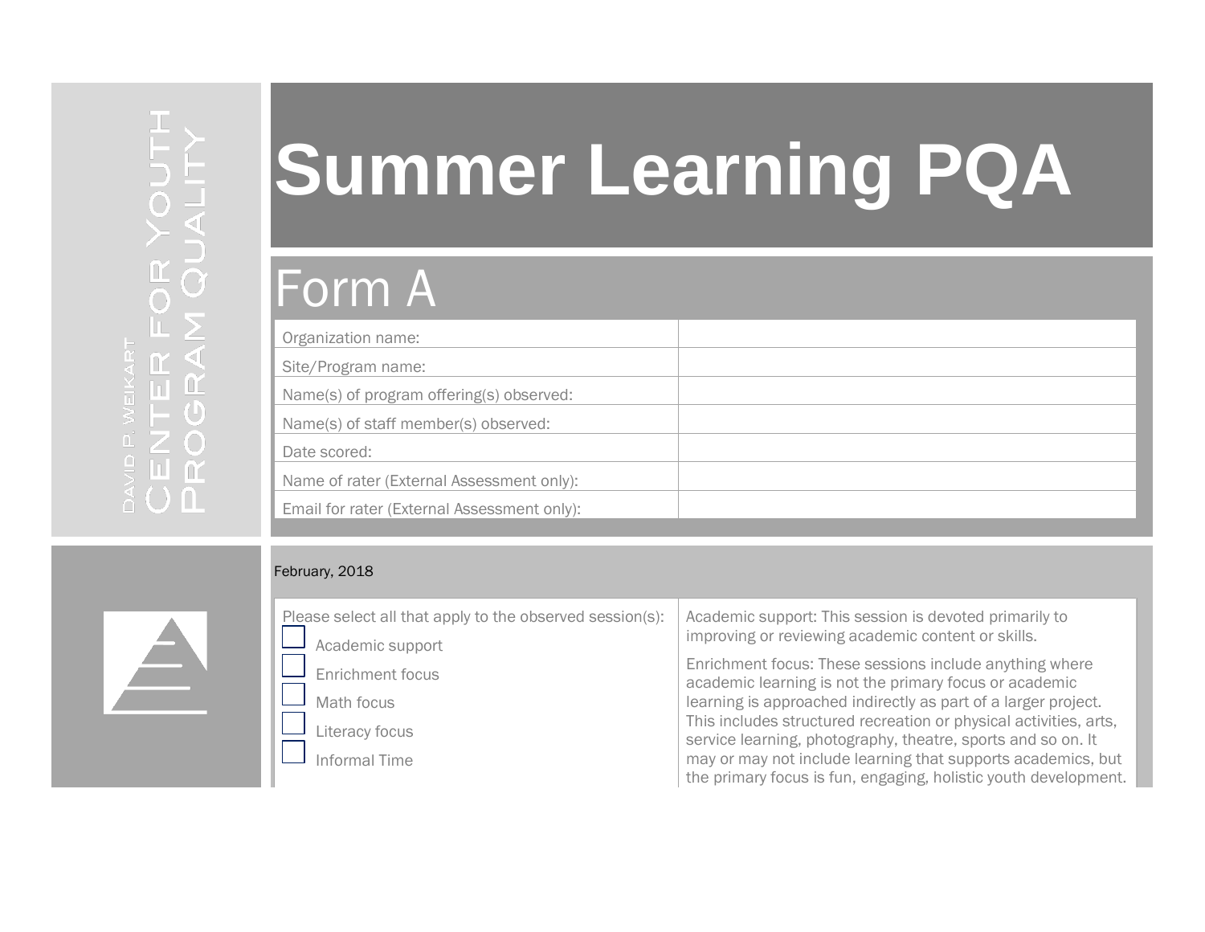DAVID P. WEIKART CENTER FOR YOUTH PROGRAM QUALITY

# Summer Learning PQA

## Form A

| | |
|---|---|
| Organization name: | |
| Site/Program name: | |
| Name(s) of program offering(s) observed: | |
| Name(s) of staff member(s) observed: | |
| Date scored: | |
| Name of rater (External Assessment only): | |
| Email for rater (External Assessment only): | |

February, 2018

| | |
|---|---|
| Please select all that apply to the observed session(s):<br>☐ Academic support<br>☐ Enrichment focus<br>☐ Math focus<br>☐ Literacy focus<br>☐ Informal Time | Academic support: This session is devoted primarily to improving or reviewing academic content or skills.<br><br>Enrichment focus: These sessions include anything where academic learning is not the primary focus or academic learning is approached indirectly as part of a larger project. This includes structured recreation or physical activities, arts, service learning, photography, theatre, sports and so on. It may or may not include learning that supports academics, but the primary focus is fun, engaging, holistic youth development. |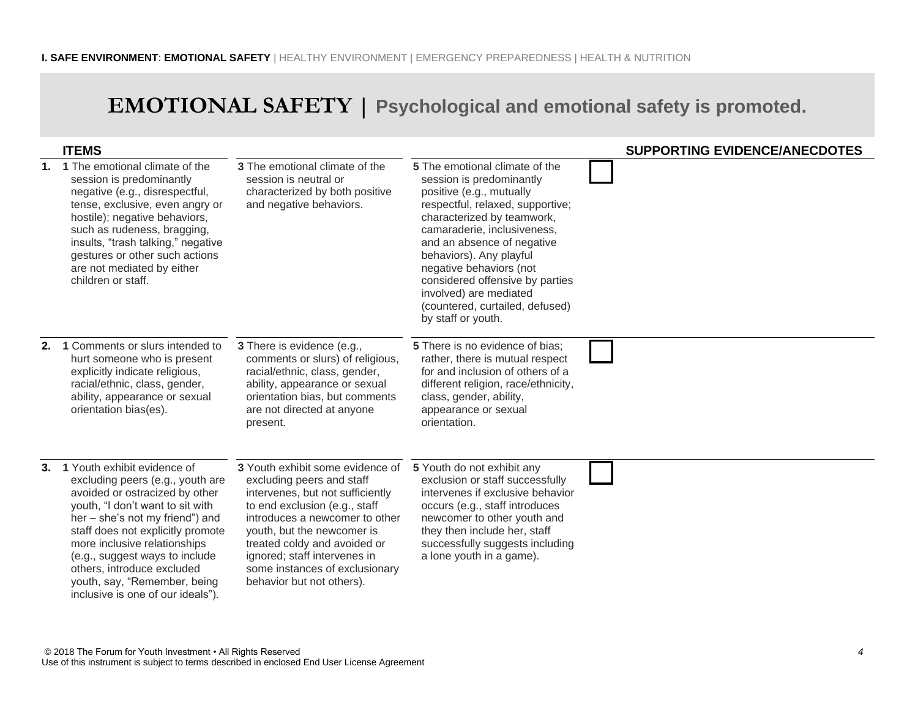**I. SAFE ENVIRONMENT**: **EMOTIONAL SAFETY** | HEALTHY ENVIRONMENT | EMERGENCY PREPAREDNESS | HEALTH & NUTRITION

# EMOTIONAL SAFETY | Psychological and emotional safety is promoted.

| | ITEMS | | | | SUPPORTING EVIDENCE/ANECDOTES |
|---|---|---|---|---|---|
| **1.** | **1** The emotional climate of the session is predominantly negative (e.g., disrespectful, tense, exclusive, even angry or hostile); negative behaviors, such as rudeness, bragging, insults, "trash talking," negative gestures or other such actions are not mediated by either children or staff. | **3** The emotional climate of the session is neutral or characterized by both positive and negative behaviors. | **5** The emotional climate of the session is predominantly positive (e.g., mutually respectful, relaxed, supportive; characterized by teamwork, camaraderie, inclusiveness, and an absence of negative behaviors). Any playful negative behaviors (not considered offensive by parties involved) are mediated (countered, curtailed, defused) by staff or youth. | ☐ | |
| **2.** | **1** Comments or slurs intended to hurt someone who is present explicitly indicate religious, racial/ethnic, class, gender, ability, appearance or sexual orientation bias(es). | **3** There is evidence (e.g., comments or slurs) of religious, racial/ethnic, class, gender, ability, appearance or sexual orientation bias, but comments are not directed at anyone present. | **5** There is no evidence of bias; rather, there is mutual respect for and inclusion of others of a different religion, race/ethnicity, class, gender, ability, appearance or sexual orientation. | ☐ | |
| **3.** | **1** Youth exhibit evidence of excluding peers (e.g., youth are avoided or ostracized by other youth, "I don't want to sit with her – she's not my friend") and staff does not explicitly promote more inclusive relationships (e.g., suggest ways to include others, introduce excluded youth, say, "Remember, being inclusive is one of our ideals"). | **3** Youth exhibit some evidence of excluding peers and staff intervenes, but not sufficiently to end exclusion (e.g., staff introduces a newcomer to other youth, but the newcomer is treated coldly and avoided or ignored; staff intervenes in some instances of exclusionary behavior but not others). | **5** Youth do not exhibit any exclusion or staff successfully intervenes if exclusive behavior occurs (e.g., staff introduces newcomer to other youth and they then include her, staff successfully suggests including a lone youth in a game). | ☐ | |

© 2018 The Forum for Youth Investment • All Rights Reserved
Use of this instrument is subject to terms described in enclosed End User License Agreement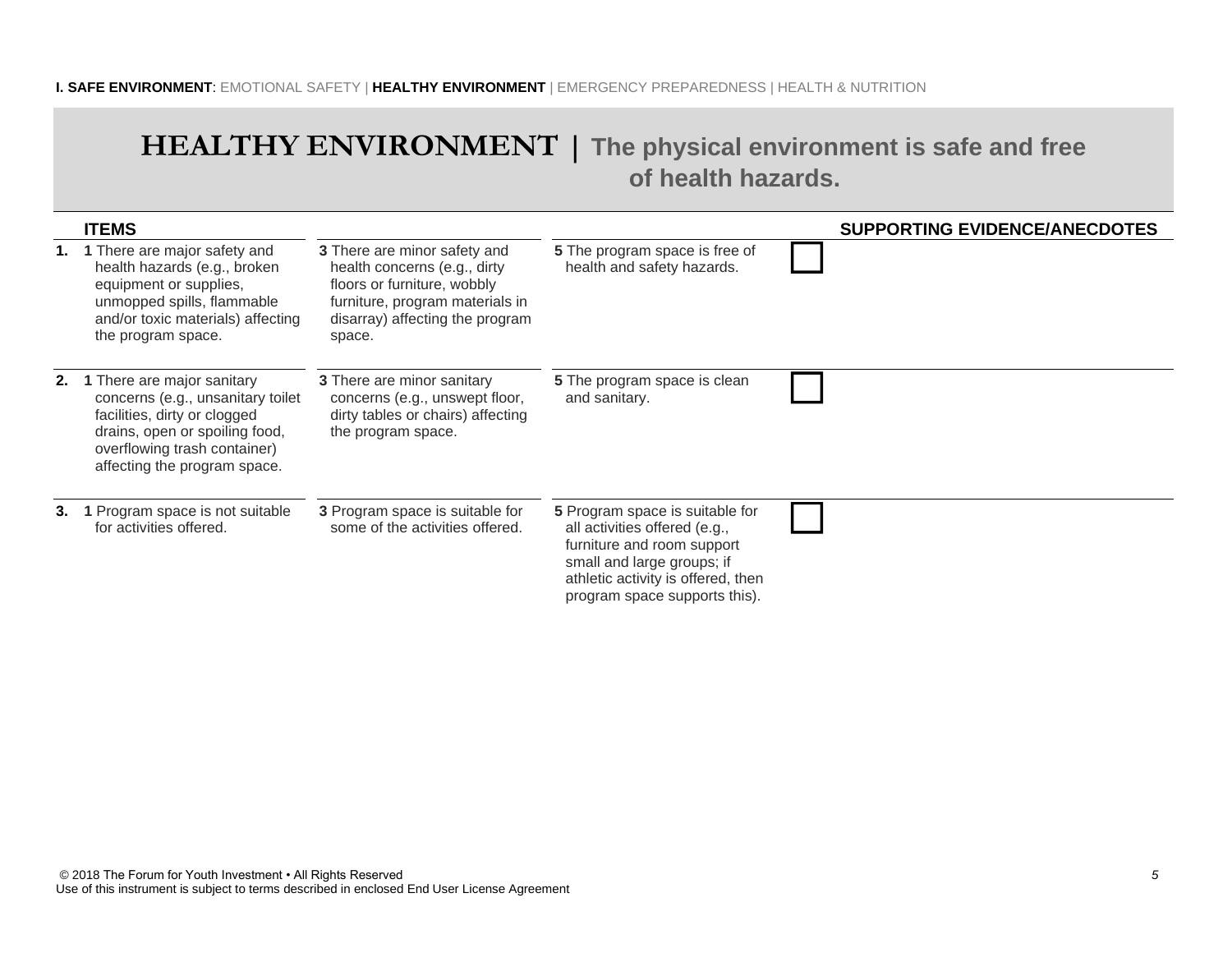**I. SAFE ENVIRONMENT**: EMOTIONAL SAFETY | **HEALTHY ENVIRONMENT** | EMERGENCY PREPAREDNESS | HEALTH & NUTRITION

# HEALTHY ENVIRONMENT | The physical environment is safe and free of health hazards.

| ITEMS | | | | SUPPORTING EVIDENCE/ANECDOTES |
|---|---|---|---|---|
| **1.** **1** There are major safety and health hazards (e.g., broken equipment or supplies, unmopped spills, flammable and/or toxic materials) affecting the program space. | **3** There are minor safety and health concerns (e.g., dirty floors or furniture, wobbly furniture, program materials in disarray) affecting the program space. | **5** The program space is free of health and safety hazards. | ☐ | |
| **2.** **1** There are major sanitary concerns (e.g., unsanitary toilet facilities, dirty or clogged drains, open or spoiling food, overflowing trash container) affecting the program space. | **3** There are minor sanitary concerns (e.g., unswept floor, dirty tables or chairs) affecting the program space. | **5** The program space is clean and sanitary. | ☐ | |
| **3.** **1** Program space is not suitable for activities offered. | **3** Program space is suitable for some of the activities offered. | **5** Program space is suitable for all activities offered (e.g., furniture and room support small and large groups; if athletic activity is offered, then program space supports this). | ☐ | |

© 2018 The Forum for Youth Investment • All Rights Reserved
Use of this instrument is subject to terms described in enclosed End User License Agreement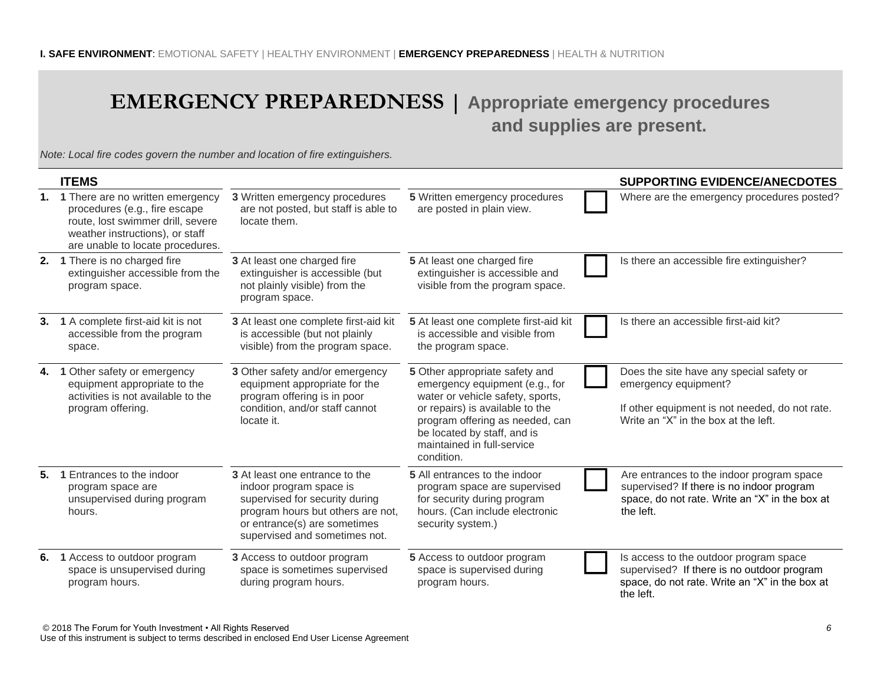**I. SAFE ENVIRONMENT**: EMOTIONAL SAFETY | HEALTHY ENVIRONMENT | **EMERGENCY PREPAREDNESS** | HEALTH & NUTRITION

# EMERGENCY PREPAREDNESS | Appropriate emergency procedures and supplies are present.

*Note: Local fire codes govern the number and location of fire extinguishers.*

| | ITEMS | | | | SUPPORTING EVIDENCE/ANECDOTES |
|---|---|---|---|---|---|
| **1.** | **1** There are no written emergency procedures (e.g., fire escape route, lost swimmer drill, severe weather instructions), or staff are unable to locate procedures. | **3** Written emergency procedures are not posted, but staff is able to locate them. | **5** Written emergency procedures are posted in plain view. | ☐ | Where are the emergency procedures posted? |
| **2.** | **1** There is no charged fire extinguisher accessible from the program space. | **3** At least one charged fire extinguisher is accessible (but not plainly visible) from the program space. | **5** At least one charged fire extinguisher is accessible and visible from the program space. | ☐ | Is there an accessible fire extinguisher? |
| **3.** | **1** A complete first-aid kit is not accessible from the program space. | **3** At least one complete first-aid kit is accessible (but not plainly visible) from the program space. | **5** At least one complete first-aid kit is accessible and visible from the program space. | ☐ | Is there an accessible first-aid kit? |
| **4.** | **1** Other safety or emergency equipment appropriate to the activities is not available to the program offering. | **3** Other safety and/or emergency equipment appropriate for the program offering is in poor condition, and/or staff cannot locate it. | **5** Other appropriate safety and emergency equipment (e.g., for water or vehicle safety, sports, or repairs) is available to the program offering as needed, can be located by staff, and is maintained in full-service condition. | ☐ | Does the site have any special safety or emergency equipment? If other equipment is not needed, do not rate. Write an "X" in the box at the left. |
| **5.** | **1** Entrances to the indoor program space are unsupervised during program hours. | **3** At least one entrance to the indoor program space is supervised for security during program hours but others are not, or entrance(s) are sometimes supervised and sometimes not. | **5** All entrances to the indoor program space are supervised for security during program hours. (Can include electronic security system.) | ☐ | Are entrances to the indoor program space supervised? If there is no indoor program space, do not rate. Write an "X" in the box at the left. |
| **6.** | **1** Access to outdoor program space is unsupervised during program hours. | **3** Access to outdoor program space is sometimes supervised during program hours. | **5** Access to outdoor program space is supervised during program hours. | ☐ | Is access to the outdoor program space supervised? If there is no outdoor program space, do not rate. Write an "X" in the box at the left. |

© 2018 The Forum for Youth Investment • All Rights Reserved
Use of this instrument is subject to terms described in enclosed End User License Agreement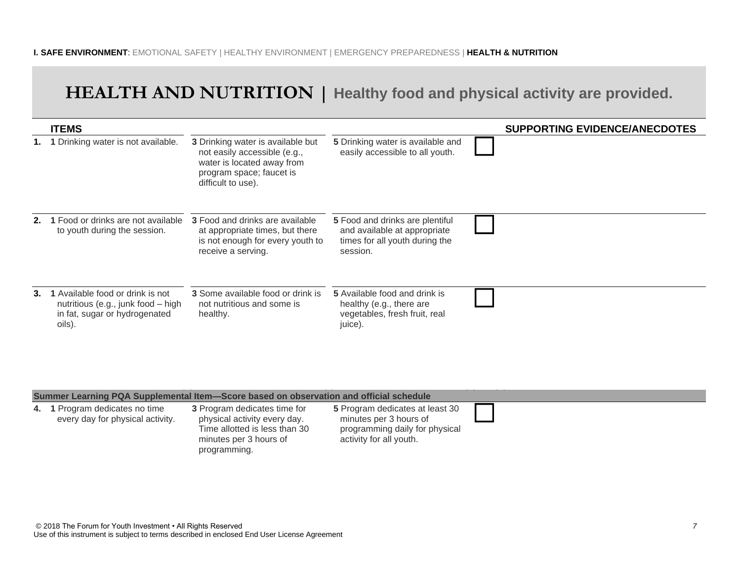**I. SAFE ENVIRONMENT**: EMOTIONAL SAFETY | HEALTHY ENVIRONMENT | EMERGENCY PREPAREDNESS | **HEALTH & NUTRITION**

# HEALTH AND NUTRITION | Healthy food and physical activity are provided.

| | ITEMS | | | | SUPPORTING EVIDENCE/ANECDOTES |
|---|---|---|---|---|---|
| **1.** | **1** Drinking water is not available. | **3** Drinking water is available but not easily accessible (e.g., water is located away from program space; faucet is difficult to use). | **5** Drinking water is available and easily accessible to all youth. | ☐ | |
| **2.** | **1** Food or drinks are not available to youth during the session. | **3** Food and drinks are available at appropriate times, but there is not enough for every youth to receive a serving. | **5** Food and drinks are plentiful and available at appropriate times for all youth during the session. | ☐ | |
| **3.** | **1** Available food or drink is not nutritious (e.g., junk food – high in fat, sugar or hydrogenated oils). | **3** Some available food or drink is not nutritious and some is healthy. | **5** Available food and drink is healthy (e.g., there are vegetables, fresh fruit, real juice). | ☐ | |

**Summer Learning PQA Supplemental Item—Score based on observation and official schedule**

| | | | | | |
|---|---|---|---|---|---|
| **4.** | **1** Program dedicates no time every day for physical activity. | **3** Program dedicates time for physical activity every day. Time allotted is less than 30 minutes per 3 hours of programming. | **5** Program dedicates at least 30 minutes per 3 hours of programming daily for physical activity for all youth. | ☐ | |

© 2018 The Forum for Youth Investment • All Rights Reserved
Use of this instrument is subject to terms described in enclosed End User License Agreement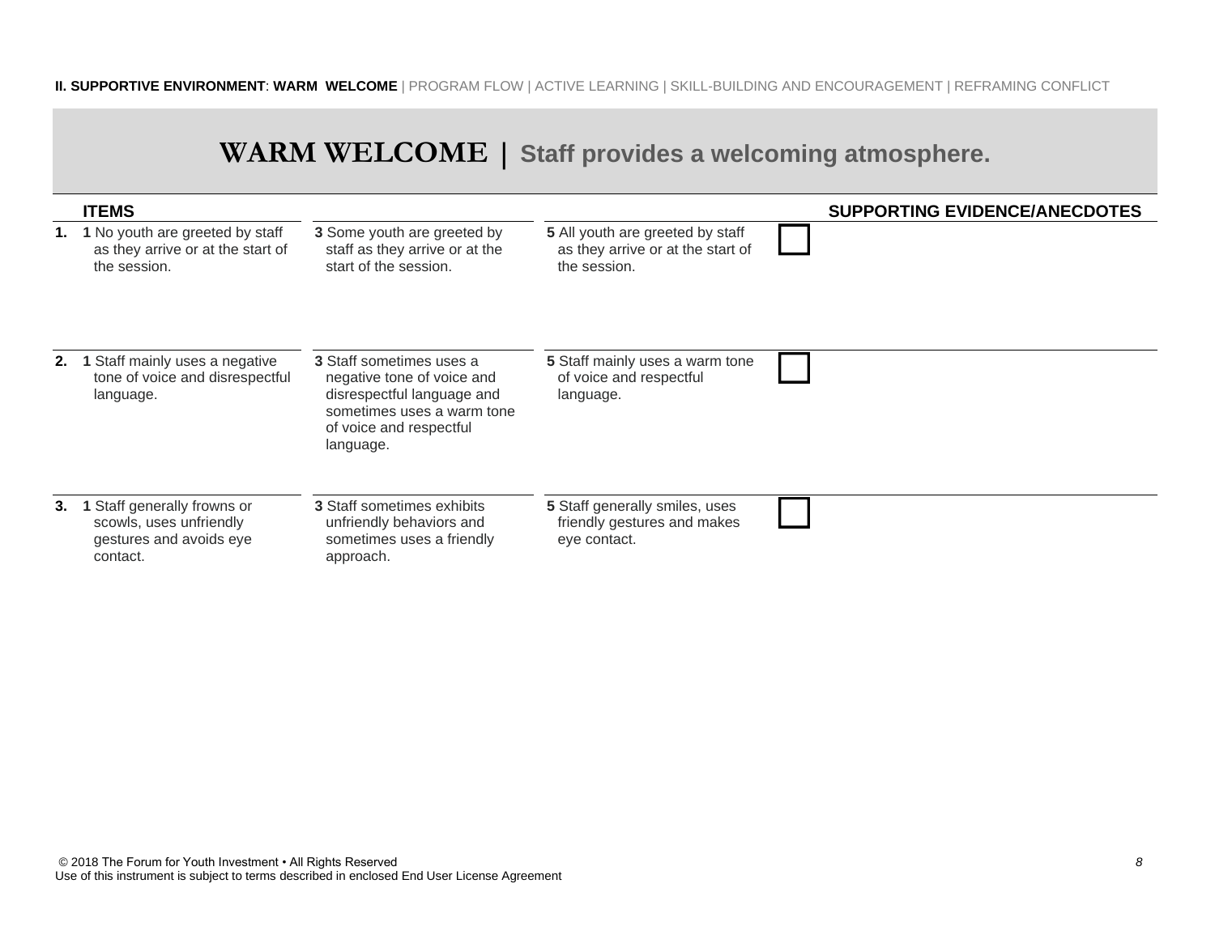**II. SUPPORTIVE ENVIRONMENT**: **WARM WELCOME** | PROGRAM FLOW | ACTIVE LEARNING | SKILL-BUILDING AND ENCOURAGEMENT | REFRAMING CONFLICT

# WARM WELCOME | Staff provides a welcoming atmosphere.

| | ITEMS | | | | SUPPORTING EVIDENCE/ANECDOTES |
|---|---|---|---|---|---|
| **1.** | **1** No youth are greeted by staff as they arrive or at the start of the session. | **3** Some youth are greeted by staff as they arrive or at the start of the session. | **5** All youth are greeted by staff as they arrive or at the start of the session. | ☐ | |
| **2.** | **1** Staff mainly uses a negative tone of voice and disrespectful language. | **3** Staff sometimes uses a negative tone of voice and disrespectful language and sometimes uses a warm tone of voice and respectful language. | **5** Staff mainly uses a warm tone of voice and respectful language. | ☐ | |
| **3.** | **1** Staff generally frowns or scowls, uses unfriendly gestures and avoids eye contact. | **3** Staff sometimes exhibits unfriendly behaviors and sometimes uses a friendly approach. | **5** Staff generally smiles, uses friendly gestures and makes eye contact. | ☐ | |

© 2018 The Forum for Youth Investment • All Rights Reserved
Use of this instrument is subject to terms described in enclosed End User License Agreement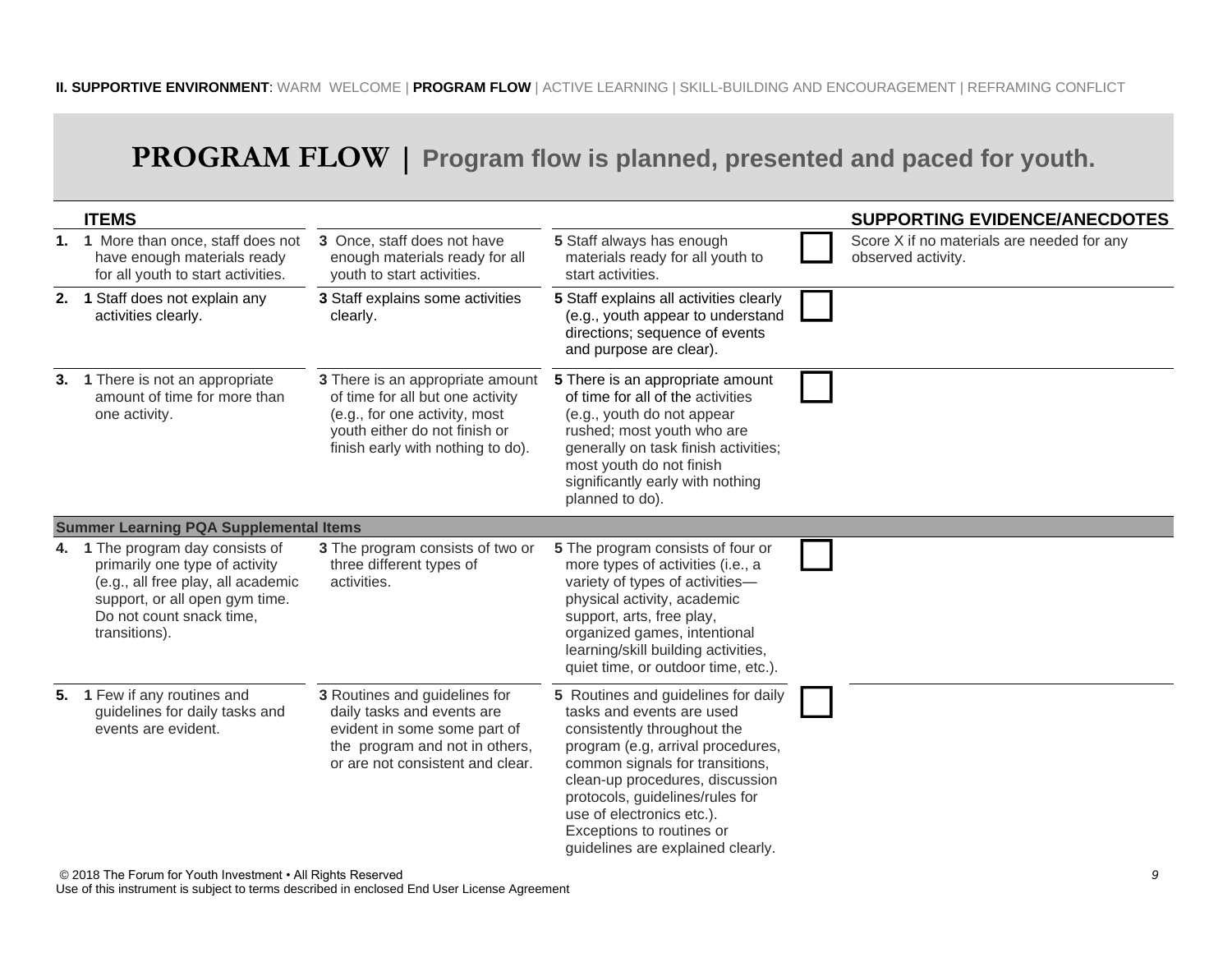**II. SUPPORTIVE ENVIRONMENT**: WARM WELCOME | **PROGRAM FLOW** | ACTIVE LEARNING | SKILL-BUILDING AND ENCOURAGEMENT | REFRAMING CONFLICT

# PROGRAM FLOW | Program flow is planned, presented and paced for youth.

| | ITEMS | | | | SUPPORTING EVIDENCE/ANECDOTES |
|---|---|---|---|---|---|
| **1.** | **1** More than once, staff does not have enough materials ready for all youth to start activities. | **3** Once, staff does not have enough materials ready for all youth to start activities. | **5** Staff always has enough materials ready for all youth to start activities. | ☐ | Score X if no materials are needed for any observed activity. |
| **2.** | **1** Staff does not explain any activities clearly. | **3** Staff explains some activities clearly. | **5** Staff explains all activities clearly (e.g., youth appear to understand directions; sequence of events and purpose are clear). | ☐ | |
| **3.** | **1** There is not an appropriate amount of time for more than one activity. | **3** There is an appropriate amount of time for all but one activity (e.g., for one activity, most youth either do not finish or finish early with nothing to do). | **5** There is an appropriate amount of time for all of the activities (e.g., youth do not appear rushed; most youth who are generally on task finish activities; most youth do not finish significantly early with nothing planned to do). | ☐ | |
| | **Summer Learning PQA Supplemental Items** | | | | |
| **4.** | **1** The program day consists of primarily one type of activity (e.g., all free play, all academic support, or all open gym time. Do not count snack time, transitions). | **3** The program consists of two or three different types of activities. | **5** The program consists of four or more types of activities (i.e., a variety of types of activities—physical activity, academic support, arts, free play, organized games, intentional learning/skill building activities, quiet time, or outdoor time, etc.). | ☐ | |
| **5.** | **1** Few if any routines and guidelines for daily tasks and events are evident. | **3** Routines and guidelines for daily tasks and events are evident in some some part of the program and not in others, or are not consistent and clear. | **5** Routines and guidelines for daily tasks and events are used consistently throughout the program (e.g, arrival procedures, common signals for transitions, clean-up procedures, discussion protocols, guidelines/rules for use of electronics etc.). Exceptions to routines or guidelines are explained clearly. | ☐ | |

© 2018 The Forum for Youth Investment • All Rights Reserved
Use of this instrument is subject to terms described in enclosed End User License Agreement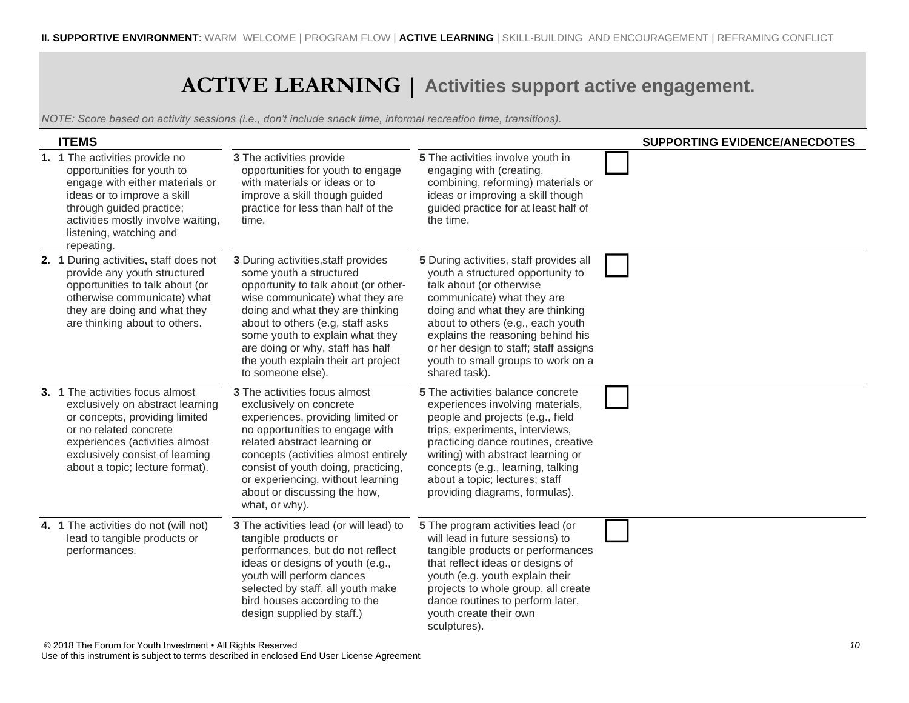**II. SUPPORTIVE ENVIRONMENT**: WARM WELCOME | PROGRAM FLOW | **ACTIVE LEARNING** | SKILL-BUILDING AND ENCOURAGEMENT | REFRAMING CONFLICT

# ACTIVE LEARNING | Activities support active engagement.

*NOTE: Score based on activity sessions (i.e., don't include snack time, informal recreation time, transitions).*

| ITEMS | | | | SUPPORTING EVIDENCE/ANECDOTES |
|---|---|---|---|---|
| **1.** **1** The activities provide no opportunities for youth to engage with either materials or ideas or to improve a skill through guided practice; activities mostly involve waiting, listening, watching and repeating. | **3** The activities provide opportunities for youth to engage with materials or ideas or to improve a skill though guided practice for less than half of the time. | **5** The activities involve youth in engaging with (creating, combining, reforming) materials or ideas or improving a skill though guided practice for at least half of the time. | ☐ | |
| **2.** **1** During activities**,** staff does not provide any youth structured opportunities to talk about (or otherwise communicate) what they are doing and what they are thinking about to others. | **3** During activities,staff provides some youth a structured opportunity to talk about (or otherwise communicate) what they are doing and what they are thinking about to others (e.g, staff asks some youth to explain what they are doing or why, staff has half the youth explain their art project to someone else). | **5** During activities, staff provides all youth a structured opportunity to talk about (or otherwise communicate) what they are doing and what they are thinking about to others (e.g., each youth explains the reasoning behind his or her design to staff; staff assigns youth to small groups to work on a shared task). | ☐ | |
| **3.** **1** The activities focus almost exclusively on abstract learning or concepts, providing limited or no related concrete experiences (activities almost exclusively consist of learning about a topic; lecture format). | **3** The activities focus almost exclusively on concrete experiences, providing limited or no opportunities to engage with related abstract learning or concepts (activities almost entirely consist of youth doing, practicing, or experiencing, without learning about or discussing the how, what, or why). | **5** The activities balance concrete experiences involving materials, people and projects (e.g., field trips, experiments, interviews, practicing dance routines, creative writing) with abstract learning or concepts (e.g., learning, talking about a topic; lectures; staff providing diagrams, formulas). | ☐ | |
| **4.** **1** The activities do not (will not) lead to tangible products or performances. | **3** The activities lead (or will lead) to tangible products or performances, but do not reflect ideas or designs of youth (e.g., youth will perform dances selected by staff, all youth make bird houses according to the design supplied by staff.) | **5** The program activities lead (or will lead in future sessions) to tangible products or performances that reflect ideas or designs of youth (e.g. youth explain their projects to whole group, all create dance routines to perform later, youth create their own sculptures). | ☐ | |

© 2018 The Forum for Youth Investment • All Rights Reserved
Use of this instrument is subject to terms described in enclosed End User License Agreement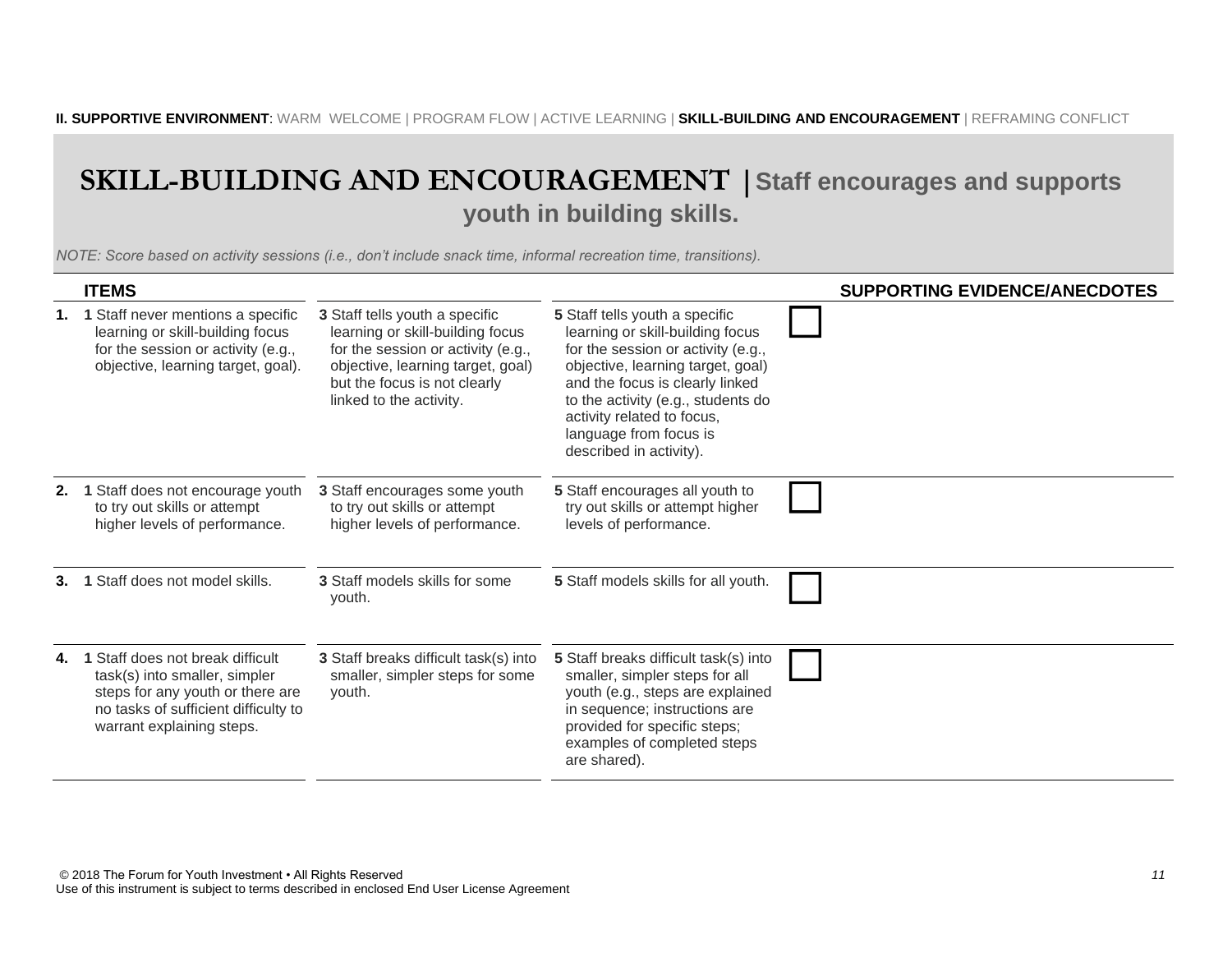**II. SUPPORTIVE ENVIRONMENT**: WARM WELCOME | PROGRAM FLOW | ACTIVE LEARNING | **SKILL-BUILDING AND ENCOURAGEMENT** | REFRAMING CONFLICT

# SKILL-BUILDING AND ENCOURAGEMENT | Staff encourages and supports youth in building skills.

*NOTE: Score based on activity sessions (i.e., don't include snack time, informal recreation time, transitions).*

| ITEMS | | | | SUPPORTING EVIDENCE/ANECDOTES |
|---|---|---|---|---|
| **1.** **1** Staff never mentions a specific learning or skill-building focus for the session or activity (e.g., objective, learning target, goal). | **3** Staff tells youth a specific learning or skill-building focus for the session or activity (e.g., objective, learning target, goal) but the focus is not clearly linked to the activity. | **5** Staff tells youth a specific learning or skill-building focus for the session or activity (e.g., objective, learning target, goal) and the focus is clearly linked to the activity (e.g., students do activity related to focus, language from focus is described in activity). | ☐ | |
| **2.** **1** Staff does not encourage youth to try out skills or attempt higher levels of performance. | **3** Staff encourages some youth to try out skills or attempt higher levels of performance. | **5** Staff encourages all youth to try out skills or attempt higher levels of performance. | ☐ | |
| **3.** **1** Staff does not model skills. | **3** Staff models skills for some youth. | **5** Staff models skills for all youth. | ☐ | |
| **4.** **1** Staff does not break difficult task(s) into smaller, simpler steps for any youth or there are no tasks of sufficient difficulty to warrant explaining steps. | **3** Staff breaks difficult task(s) into smaller, simpler steps for some youth. | **5** Staff breaks difficult task(s) into smaller, simpler steps for all youth (e.g., steps are explained in sequence; instructions are provided for specific steps; examples of completed steps are shared). | ☐ | |

© 2018 The Forum for Youth Investment • All Rights Reserved
Use of this instrument is subject to terms described in enclosed End User License Agreement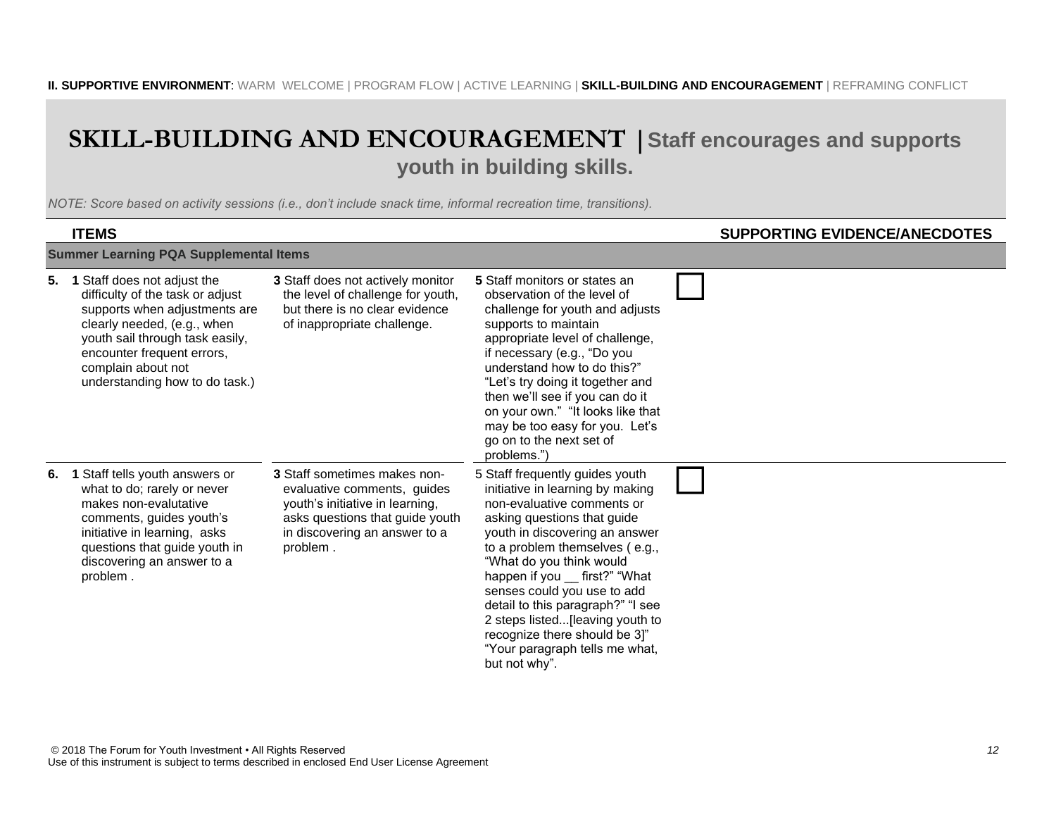**II. SUPPORTIVE ENVIRONMENT**: WARM WELCOME | PROGRAM FLOW | ACTIVE LEARNING | **SKILL-BUILDING AND ENCOURAGEMENT** | REFRAMING CONFLICT

# SKILL-BUILDING AND ENCOURAGEMENT | Staff encourages and supports youth in building skills.

*NOTE: Score based on activity sessions (i.e., don't include snack time, informal recreation time, transitions).*

| ITEMS | | | | | SUPPORTING EVIDENCE/ANECDOTES |
|---|---|---|---|---|---|
| **Summer Learning PQA Supplemental Items** | | | | | |
| **5.** | **1** Staff does not adjust the difficulty of the task or adjust supports when adjustments are clearly needed, (e.g., when youth sail through task easily, encounter frequent errors, complain about not understanding how to do task.) | **3** Staff does not actively monitor the level of challenge for youth, but there is no clear evidence of inappropriate challenge. | **5** Staff monitors or states an observation of the level of challenge for youth and adjusts supports to maintain appropriate level of challenge, if necessary (e.g., "Do you understand how to do this?" "Let's try doing it together and then we'll see if you can do it on your own." "It looks like that may be too easy for you. Let's go on to the next set of problems.") | ☐ | |
| **6.** | **1** Staff tells youth answers or what to do; rarely or never makes non-evalutative comments, guides youth's initiative in learning, asks questions that guide youth in discovering an answer to a problem . | **3** Staff sometimes makes non-evaluative comments, guides youth's initiative in learning, asks questions that guide youth in discovering an answer to a problem . | 5 Staff frequently guides youth initiative in learning by making non-evaluative comments or asking questions that guide youth in discovering an answer to a problem themselves ( e.g., "What do you think would happen if you __ first?" "What senses could you use to add detail to this paragraph?" "I see 2 steps listed...[leaving youth to recognize there should be 3]" "Your paragraph tells me what, but not why". | ☐ | |

© 2018 The Forum for Youth Investment • All Rights Reserved
Use of this instrument is subject to terms described in enclosed End User License Agreement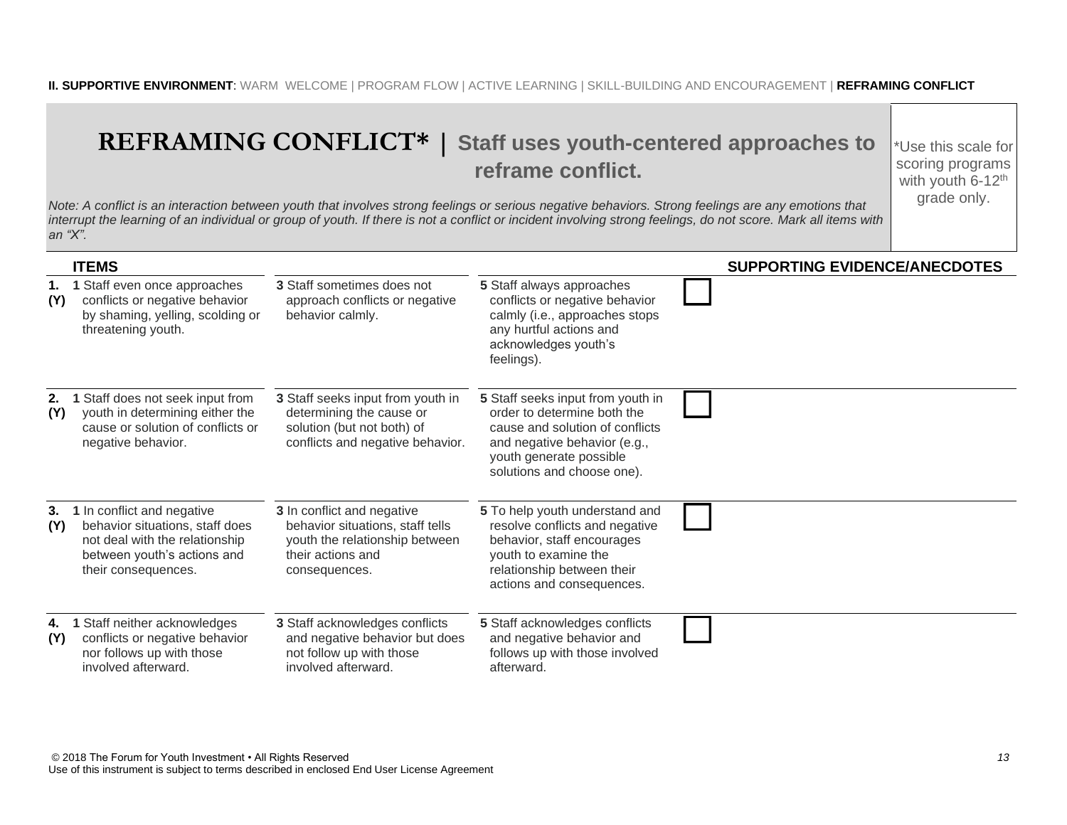**II. SUPPORTIVE ENVIRONMENT**: WARM WELCOME | PROGRAM FLOW | ACTIVE LEARNING | SKILL-BUILDING AND ENCOURAGEMENT | **REFRAMING CONFLICT**

# REFRAMING CONFLICT* | Staff uses youth-centered approaches to reframe conflict.

*Use this scale for scoring programs with youth 6-12th grade only.

*Note: A conflict is an interaction between youth that involves strong feelings or serious negative behaviors. Strong feelings are any emotions that interrupt the learning of an individual or group of youth. If there is not a conflict or incident involving strong feelings, do not score. Mark all items with an "X".*

| ITEMS | | | | SUPPORTING EVIDENCE/ANECDOTES |
|---|---|---|---|---|
| **1. (Y)** **1** Staff even once approaches conflicts or negative behavior by shaming, yelling, scolding or threatening youth. | **3** Staff sometimes does not approach conflicts or negative behavior calmly. | **5** Staff always approaches conflicts or negative behavior calmly (i.e., approaches stops any hurtful actions and acknowledges youth's feelings). | ☐ | |
| **2. (Y)** **1** Staff does not seek input from youth in determining either the cause or solution of conflicts or negative behavior. | **3** Staff seeks input from youth in determining the cause or solution (but not both) of conflicts and negative behavior. | **5** Staff seeks input from youth in order to determine both the cause and solution of conflicts and negative behavior (e.g., youth generate possible solutions and choose one). | ☐ | |
| **3. (Y)** **1** In conflict and negative behavior situations, staff does not deal with the relationship between youth's actions and their consequences. | **3** In conflict and negative behavior situations, staff tells youth the relationship between their actions and consequences. | **5** To help youth understand and resolve conflicts and negative behavior, staff encourages youth to examine the relationship between their actions and consequences. | ☐ | |
| **4. (Y)** **1** Staff neither acknowledges conflicts or negative behavior nor follows up with those involved afterward. | **3** Staff acknowledges conflicts and negative behavior but does not follow up with those involved afterward. | **5** Staff acknowledges conflicts and negative behavior and follows up with those involved afterward. | ☐ | |

© 2018 The Forum for Youth Investment • All Rights Reserved
Use of this instrument is subject to terms described in enclosed End User License Agreement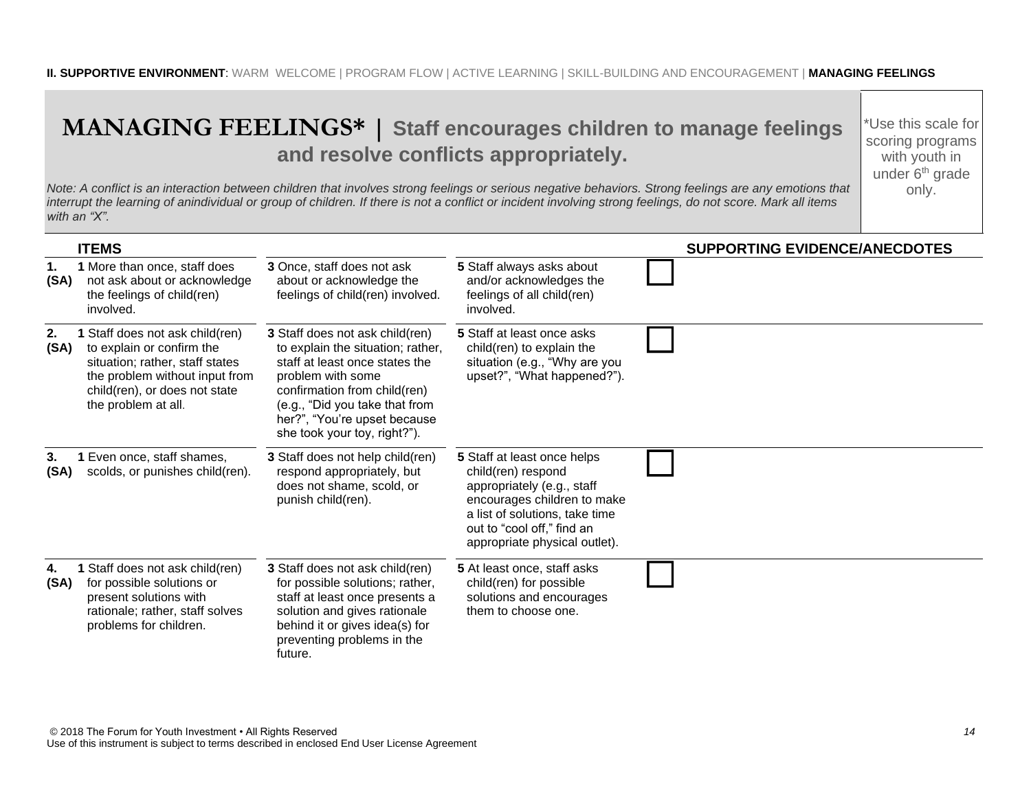**II. SUPPORTIVE ENVIRONMENT**: WARM WELCOME | PROGRAM FLOW | ACTIVE LEARNING | SKILL-BUILDING AND ENCOURAGEMENT | **MANAGING FEELINGS**

# MANAGING FEELINGS* | Staff encourages children to manage feelings and resolve conflicts appropriately.

*Use this scale for scoring programs with youth in under 6th grade only.

*Note: A conflict is an interaction between children that involves strong feelings or serious negative behaviors. Strong feelings are any emotions that interrupt the learning of anindividual or group of children. If there is not a conflict or incident involving strong feelings, do not score. Mark all items with an "X".*

| ITEMS | | | | SUPPORTING EVIDENCE/ANECDOTES |
|---|---|---|---|---|
| **1. (SA)** | **1** More than once, staff does not ask about or acknowledge the feelings of child(ren) involved. | **3** Once, staff does not ask about or acknowledge the feelings of child(ren) involved. | **5** Staff always asks about and/or acknowledges the feelings of all child(ren) involved. | ☐ |
| **2. (SA)** | **1** Staff does not ask child(ren) to explain or confirm the situation; rather, staff states the problem without input from child(ren), or does not state the problem at all. | **3** Staff does not ask child(ren) to explain the situation; rather, staff at least once states the problem with some confirmation from child(ren) (e.g., "Did you take that from her?", "You're upset because she took your toy, right?"). | **5** Staff at least once asks child(ren) to explain the situation (e.g., "Why are you upset?", "What happened?"). | ☐ |
| **3. (SA)** | **1** Even once, staff shames, scolds, or punishes child(ren). | **3** Staff does not help child(ren) respond appropriately, but does not shame, scold, or punish child(ren). | **5** Staff at least once helps child(ren) respond appropriately (e.g., staff encourages children to make a list of solutions, take time out to "cool off," find an appropriate physical outlet). | ☐ |
| **4. (SA)** | **1** Staff does not ask child(ren) for possible solutions or present solutions with rationale; rather, staff solves problems for children. | **3** Staff does not ask child(ren) for possible solutions; rather, staff at least once presents a solution and gives rationale behind it or gives idea(s) for preventing problems in the future. | **5** At least once, staff asks child(ren) for possible solutions and encourages them to choose one. | ☐ |

© 2018 The Forum for Youth Investment • All Rights Reserved
Use of this instrument is subject to terms described in enclosed End User License Agreement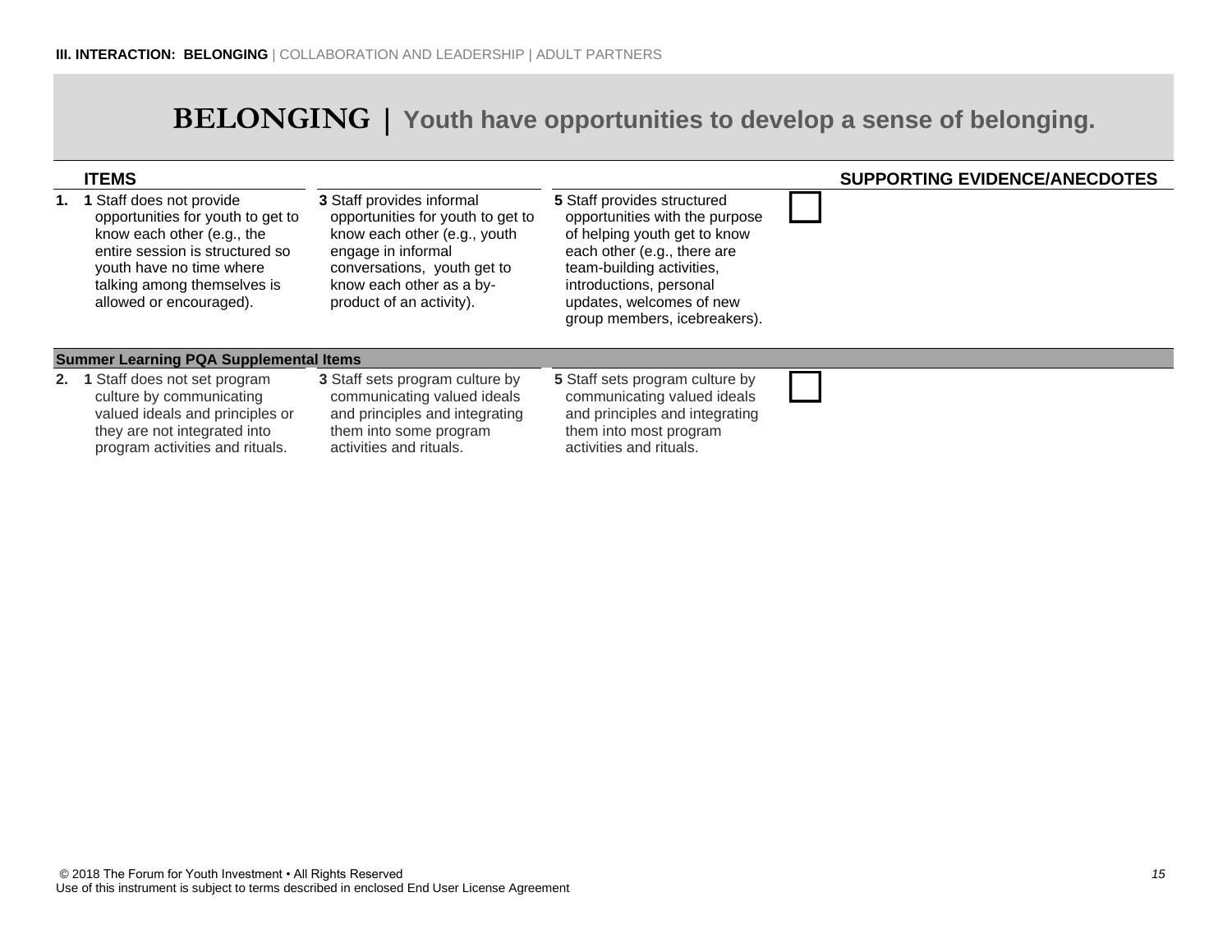**III. INTERACTION: BELONGING** | COLLABORATION AND LEADERSHIP | ADULT PARTNERS

# BELONGING | Youth have opportunities to develop a sense of belonging.

| | ITEMS | | | | SUPPORTING EVIDENCE/ANECDOTES |
|---|---|---|---|---|---|
| **1.** | **1** Staff does not provide opportunities for youth to get to know each other (e.g., the entire session is structured so youth have no time where talking among themselves is allowed or encouraged). | **3** Staff provides informal opportunities for youth to get to know each other (e.g., youth engage in informal conversations, youth get to know each other as a by-product of an activity). | **5** Staff provides structured opportunities with the purpose of helping youth get to know each other (e.g., there are team-building activities, introductions, personal updates, welcomes of new group members, icebreakers). | ☐ | |
| | **Summer Learning PQA Supplemental Items** | | | | |
| **2.** | **1** Staff does not set program culture by communicating valued ideals and principles or they are not integrated into program activities and rituals. | **3** Staff sets program culture by communicating valued ideals and principles and integrating them into some program activities and rituals. | **5** Staff sets program culture by communicating valued ideals and principles and integrating them into most program activities and rituals. | ☐ | |

© 2018 The Forum for Youth Investment • All Rights Reserved
Use of this instrument is subject to terms described in enclosed End User License Agreement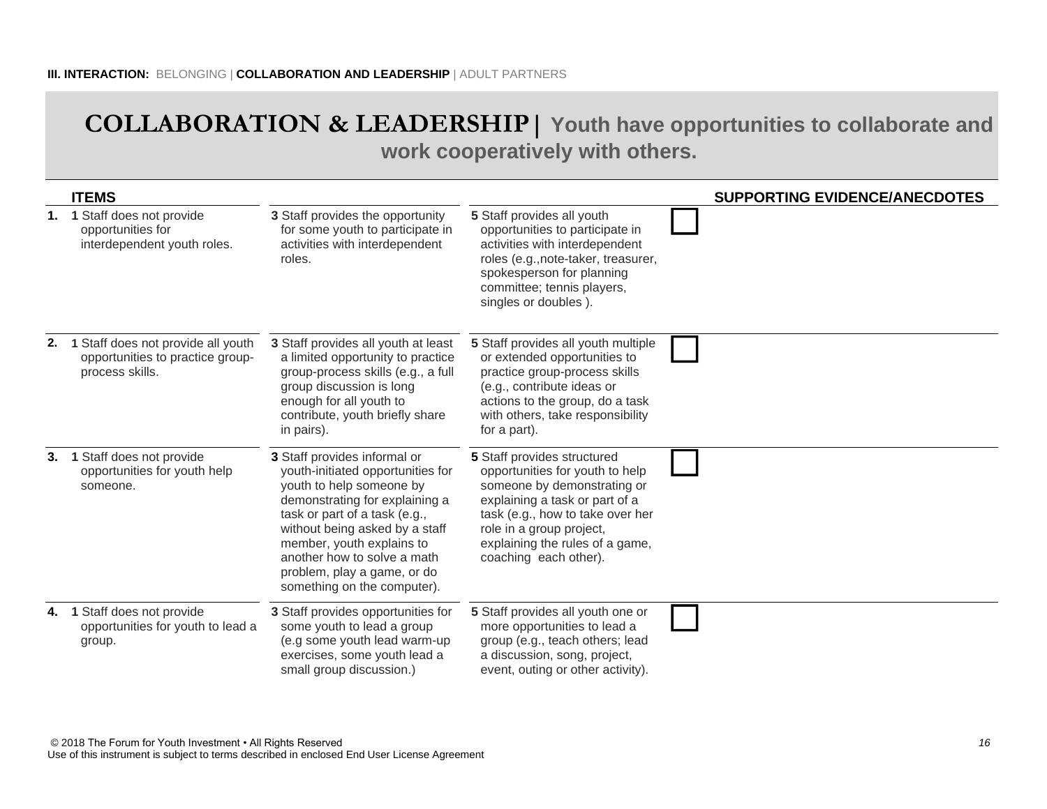**III. INTERACTION:** BELONGING | **COLLABORATION AND LEADERSHIP** | ADULT PARTNERS

# COLLABORATION & LEADERSHIP | Youth have opportunities to collaborate and work cooperatively with others.

| | ITEMS | | | | SUPPORTING EVIDENCE/ANECDOTES |
|---|---|---|---|---|---|
| **1.** | **1** Staff does not provide opportunities for interdependent youth roles. | **3** Staff provides the opportunity for some youth to participate in activities with interdependent roles. | **5** Staff provides all youth opportunities to participate in activities with interdependent roles (e.g.,note-taker, treasurer, spokesperson for planning committee; tennis players, singles or doubles ). | ☐ | |
| **2.** | **1** Staff does not provide all youth opportunities to practice group-process skills. | **3** Staff provides all youth at least a limited opportunity to practice group-process skills (e.g., a full group discussion is long enough for all youth to contribute, youth briefly share in pairs). | **5** Staff provides all youth multiple or extended opportunities to practice group-process skills (e.g., contribute ideas or actions to the group, do a task with others, take responsibility for a part). | ☐ | |
| **3.** | **1** Staff does not provide opportunities for youth help someone. | **3** Staff provides informal or youth-initiated opportunities for youth to help someone by demonstrating for explaining a task or part of a task (e.g., without being asked by a staff member, youth explains to another how to solve a math problem, play a game, or do something on the computer). | **5** Staff provides structured opportunities for youth to help someone by demonstrating or explaining a task or part of a task (e.g., how to take over her role in a group project, explaining the rules of a game, coaching each other). | ☐ | |
| **4.** | **1** Staff does not provide opportunities for youth to lead a group. | **3** Staff provides opportunities for some youth to lead a group (e.g some youth lead warm-up exercises, some youth lead a small group discussion.) | **5** Staff provides all youth one or more opportunities to lead a group (e.g., teach others; lead a discussion, song, project, event, outing or other activity). | ☐ | |

© 2018 The Forum for Youth Investment • All Rights Reserved
Use of this instrument is subject to terms described in enclosed End User License Agreement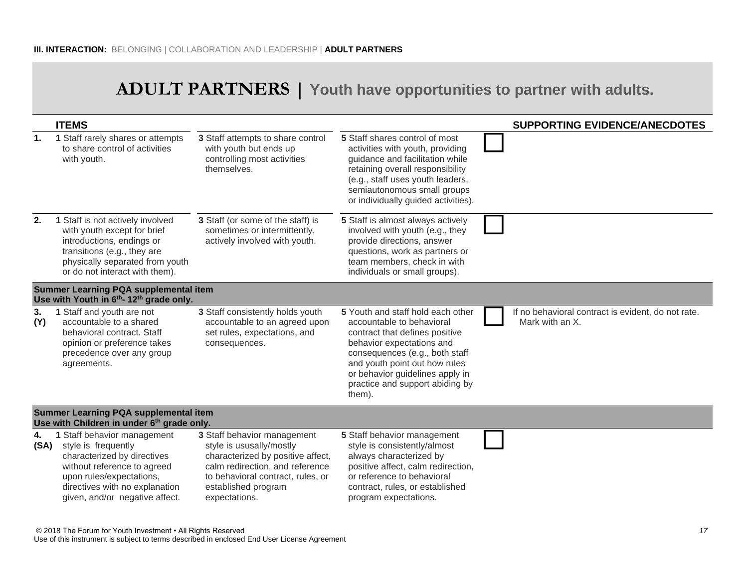**III. INTERACTION:** BELONGING | COLLABORATION AND LEADERSHIP | **ADULT PARTNERS**

# ADULT PARTNERS | Youth have opportunities to partner with adults.

| | ITEMS | | | | SUPPORTING EVIDENCE/ANECDOTES |
|---|---|---|---|---|---|
| **1.** | **1** Staff rarely shares or attempts to share control of activities with youth. | **3** Staff attempts to share control with youth but ends up controlling most activities themselves. | **5** Staff shares control of most activities with youth, providing guidance and facilitation while retaining overall responsibility (e.g., staff uses youth leaders, semiautonomous small groups or individually guided activities). | ☐ | |
| **2.** | **1** Staff is not actively involved with youth except for brief introductions, endings or transitions (e.g., they are physically separated from youth or do not interact with them). | **3** Staff (or some of the staff) is sometimes or intermittently, actively involved with youth. | **5** Staff is almost always actively involved with youth (e.g., they provide directions, answer questions, work as partners or team members, check in with individuals or small groups). | ☐ | |
| | **Summer Learning PQA supplemental item**<br>**Use with Youth in 6th- 12th grade only.** | | | | |
| **3. (Y)** | **1** Staff and youth are not accountable to a shared behavioral contract. Staff opinion or preference takes precedence over any group agreements. | **3** Staff consistently holds youth accountable to an agreed upon set rules, expectations, and consequences. | **5** Youth and staff hold each other accountable to behavioral contract that defines positive behavior expectations and consequences (e.g., both staff and youth point out how rules or behavior guidelines apply in practice and support abiding by them). | ☐ | If no behavioral contract is evident, do not rate. Mark with an X. |
| | **Summer Learning PQA supplemental item**<br>**Use with Children in under 6th grade only.** | | | | |
| **4. (SA)** | **1** Staff behavior management style is frequently characterized by directives without reference to agreed upon rules/expectations, directives with no explanation given, and/or negative affect. | **3** Staff behavior management style is ususally/mostly characterized by positive affect, calm redirection, and reference to behavioral contract, rules, or established program expectations. | **5** Staff behavior management style is consistently/almost always characterized by positive affect, calm redirection, or reference to behavioral contract, rules, or established program expectations. | ☐ | |

© 2018 The Forum for Youth Investment • All Rights Reserved
Use of this instrument is subject to terms described in enclosed End User License Agreement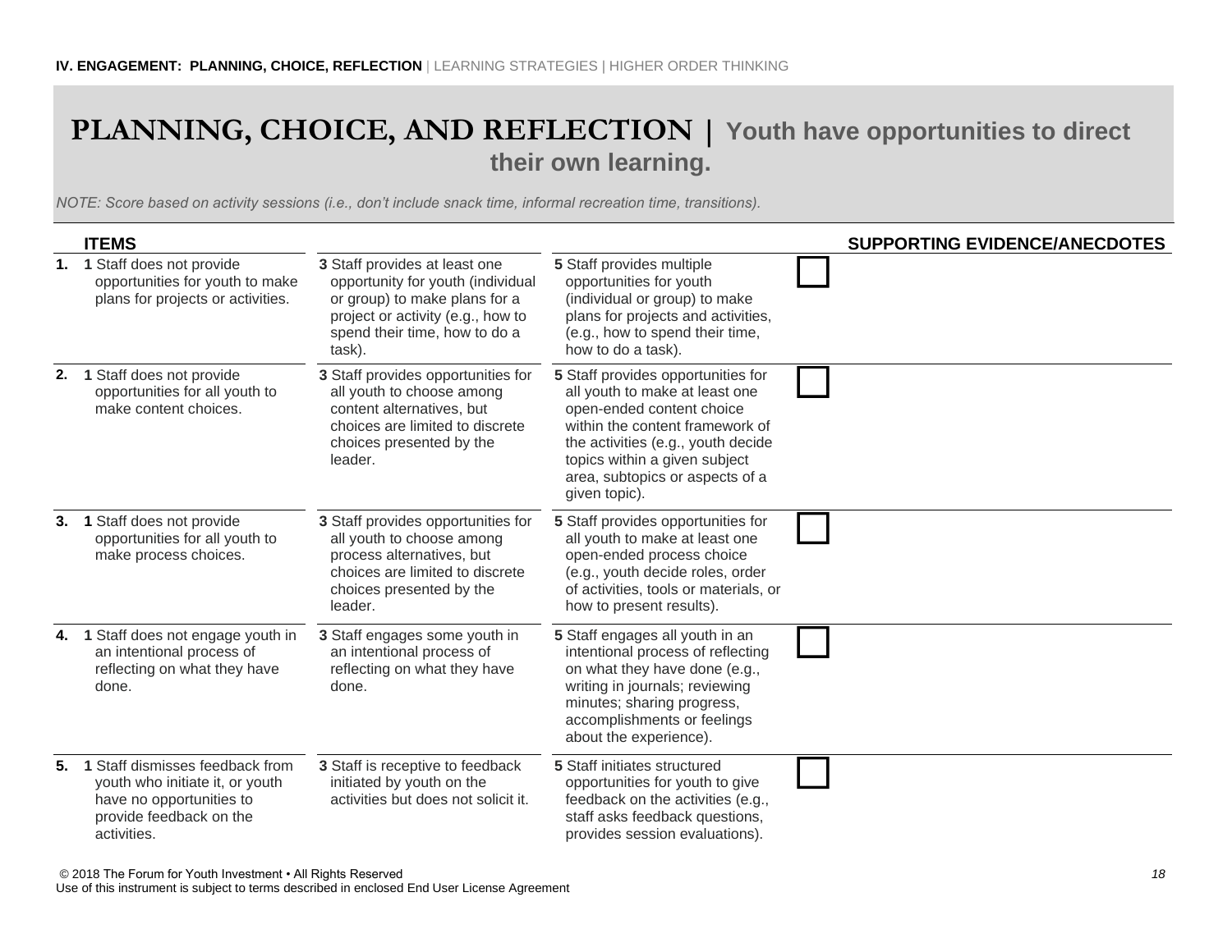**IV. ENGAGEMENT: PLANNING, CHOICE, REFLECTION** | LEARNING STRATEGIES | HIGHER ORDER THINKING

# PLANNING, CHOICE, AND REFLECTION | Youth have opportunities to direct their own learning.

*NOTE: Score based on activity sessions (i.e., don't include snack time, informal recreation time, transitions).*

| | ITEMS | | | | SUPPORTING EVIDENCE/ANECDOTES |
|---|---|---|---|---|---|
| **1.** | **1** Staff does not provide opportunities for youth to make plans for projects or activities. | **3** Staff provides at least one opportunity for youth (individual or group) to make plans for a project or activity (e.g., how to spend their time, how to do a task). | **5** Staff provides multiple opportunities for youth (individual or group) to make plans for projects and activities, (e.g., how to spend their time, how to do a task). | ☐ | |
| **2.** | **1** Staff does not provide opportunities for all youth to make content choices. | **3** Staff provides opportunities for all youth to choose among content alternatives, but choices are limited to discrete choices presented by the leader. | **5** Staff provides opportunities for all youth to make at least one open-ended content choice within the content framework of the activities (e.g., youth decide topics within a given subject area, subtopics or aspects of a given topic). | ☐ | |
| **3.** | **1** Staff does not provide opportunities for all youth to make process choices. | **3** Staff provides opportunities for all youth to choose among process alternatives, but choices are limited to discrete choices presented by the leader. | **5** Staff provides opportunities for all youth to make at least one open-ended process choice (e.g., youth decide roles, order of activities, tools or materials, or how to present results). | ☐ | |
| **4.** | **1** Staff does not engage youth in an intentional process of reflecting on what they have done. | **3** Staff engages some youth in an intentional process of reflecting on what they have done. | **5** Staff engages all youth in an intentional process of reflecting on what they have done (e.g., writing in journals; reviewing minutes; sharing progress, accomplishments or feelings about the experience). | ☐ | |
| **5.** | **1** Staff dismisses feedback from youth who initiate it, or youth have no opportunities to provide feedback on the activities. | **3** Staff is receptive to feedback initiated by youth on the activities but does not solicit it. | **5** Staff initiates structured opportunities for youth to give feedback on the activities (e.g., staff asks feedback questions, provides session evaluations). | ☐ | |

© 2018 The Forum for Youth Investment • All Rights Reserved
Use of this instrument is subject to terms described in enclosed End User License Agreement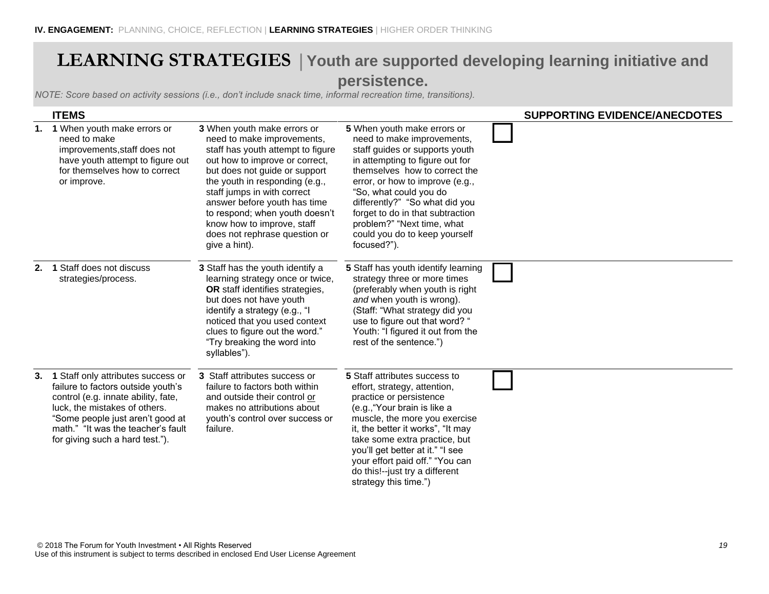**IV. ENGAGEMENT:** PLANNING, CHOICE, REFLECTION | **LEARNING STRATEGIES** | HIGHER ORDER THINKING

# LEARNING STRATEGIES | Youth are supported developing learning initiative and persistence.

*NOTE: Score based on activity sessions (i.e., don't include snack time, informal recreation time, transitions).*

| | ITEMS | | | | SUPPORTING EVIDENCE/ANECDOTES |
|---|---|---|---|---|---|
| **1.** | **1** When youth make errors or need to make improvements,staff does not have youth attempt to figure out for themselves how to correct or improve. | **3** When youth make errors or need to make improvements, staff has youth attempt to figure out how to improve or correct, but does not guide or support the youth in responding (e.g., staff jumps in with correct answer before youth has time to respond; when youth doesn't know how to improve, staff does not rephrase question or give a hint). | **5** When youth make errors or need to make improvements, staff guides or supports youth in attempting to figure out for themselves how to correct the error, or how to improve (e.g., "So, what could you do differently?" "So what did you forget to do in that subtraction problem?" "Next time, what could you do to keep yourself focused?"). | ☐ | |
| **2.** | **1** Staff does not discuss strategies/process. | **3** Staff has the youth identify a learning strategy once or twice, **OR** staff identifies strategies, but does not have youth identify a strategy (e.g., "I noticed that you used context clues to figure out the word." "Try breaking the word into syllables"). | **5** Staff has youth identify learning strategy three or more times (preferably when youth is right *and* when youth is wrong). (Staff: "What strategy did you use to figure out that word? " Youth: "I figured it out from the rest of the sentence.") | ☐ | |
| **3.** | **1** Staff only attributes success or failure to factors outside youth's control (e.g. innate ability, fate, luck, the mistakes of others. "Some people just aren't good at math." "It was the teacher's fault for giving such a hard test."). | **3** Staff attributes success or failure to factors both within and outside their control or makes no attributions about youth's control over success or failure. | **5** Staff attributes success to effort, strategy, attention, practice or persistence (e.g.,"Your brain is like a muscle, the more you exercise it, the better it works", "It may take some extra practice, but you'll get better at it." "I see your effort paid off." "You can do this!--just try a different strategy this time.") | ☐ | |

© 2018 The Forum for Youth Investment • All Rights Reserved
Use of this instrument is subject to terms described in enclosed End User License Agreement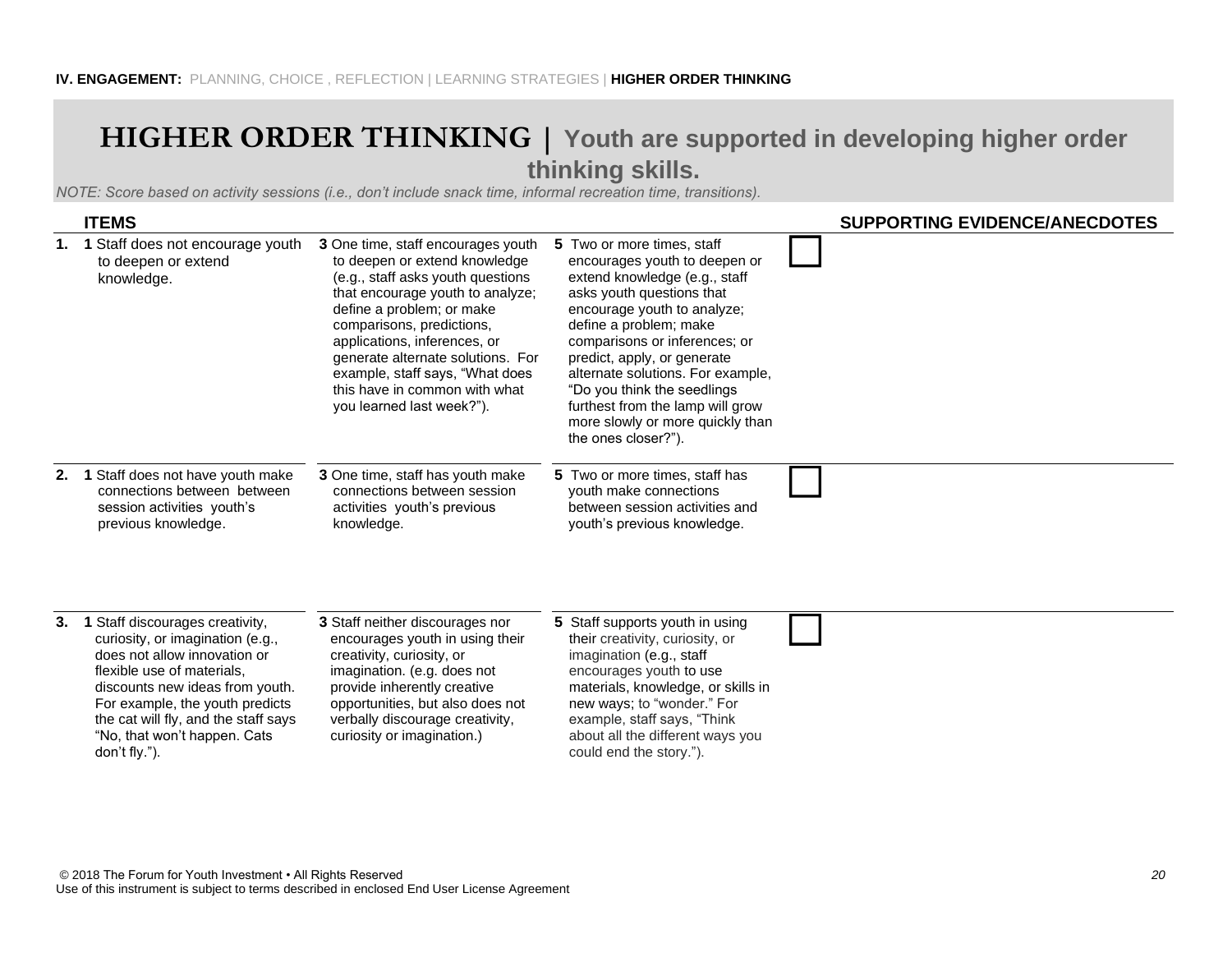**IV. ENGAGEMENT:** PLANNING, CHOICE , REFLECTION | LEARNING STRATEGIES | **HIGHER ORDER THINKING**

# HIGHER ORDER THINKING | Youth are supported in developing higher order thinking skills.

*NOTE: Score based on activity sessions (i.e., don't include snack time, informal recreation time, transitions).*

| | ITEMS | | | | SUPPORTING EVIDENCE/ANECDOTES |
|---|---|---|---|---|---|
| **1.** | **1** Staff does not encourage youth to deepen or extend knowledge. | **3** One time, staff encourages youth to deepen or extend knowledge (e.g., staff asks youth questions that encourage youth to analyze; define a problem; or make comparisons, predictions, applications, inferences, or generate alternate solutions. For example, staff says, "What does this have in common with what you learned last week?"). | **5** Two or more times, staff encourages youth to deepen or extend knowledge (e.g., staff asks youth questions that encourage youth to analyze; define a problem; make comparisons or inferences; or predict, apply, or generate alternate solutions. For example, "Do you think the seedlings furthest from the lamp will grow more slowly or more quickly than the ones closer?"). | ☐ | |
| **2.** | **1** Staff does not have youth make connections between session activities youth's previous knowledge. | **3** One time, staff has youth make connections between session activities youth's previous knowledge. | **5** Two or more times, staff has youth make connections between session activities and youth's previous knowledge. | ☐ | |
| **3.** | **1** Staff discourages creativity, curiosity, or imagination (e.g., does not allow innovation or flexible use of materials, discounts new ideas from youth. For example, the youth predicts the cat will fly, and the staff says "No, that won't happen. Cats don't fly."). | **3** Staff neither discourages nor encourages youth in using their creativity, curiosity, or imagination. (e.g. does not provide inherently creative opportunities, but also does not verbally discourage creativity, curiosity or imagination.) | **5** Staff supports youth in using their creativity, curiosity, or imagination (e.g., staff encourages youth to use materials, knowledge, or skills in new ways; to "wonder." For example, staff says, "Think about all the different ways you could end the story."). | ☐ | |

© 2018 The Forum for Youth Investment • All Rights Reserved
Use of this instrument is subject to terms described in enclosed End User License Agreement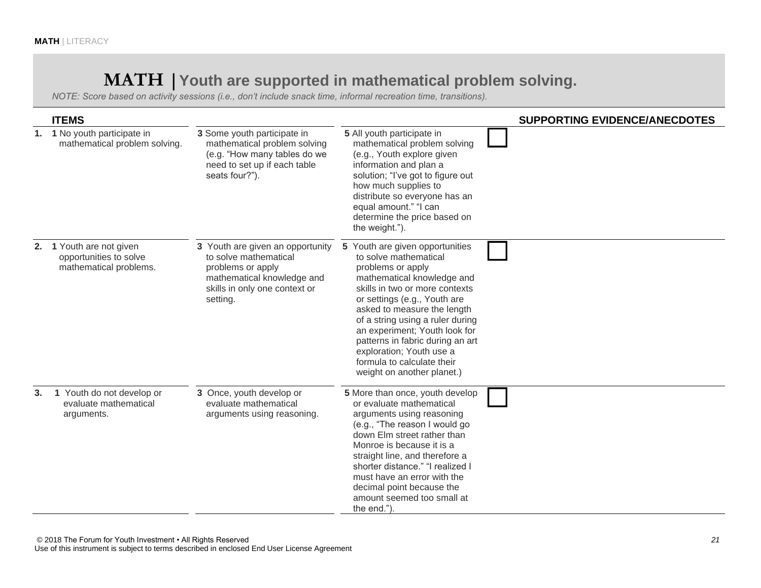# MATH | Youth are supported in mathematical problem solving.

*NOTE: Score based on activity sessions (i.e., don't include snack time, informal recreation time, transitions).*

| | ITEMS | | | | SUPPORTING EVIDENCE/ANECDOTES |
|---|---|---|---|---|---|
| 1. | **1** No youth participate in mathematical problem solving. | **3** Some youth participate in mathematical problem solving (e.g. "How many tables do we need to set up if each table seats four?"). | **5** All youth participate in mathematical problem solving (e.g., Youth explore given information and plan a solution; "I've got to figure out how much supplies to distribute so everyone has an equal amount." "I can determine the price based on the weight."). | ☐ | |
| 2. | **1** Youth are not given opportunities to solve mathematical problems. | **3** Youth are given an opportunity to solve mathematical problems or apply mathematical knowledge and skills in only one context or setting. | **5** Youth are given opportunities to solve mathematical problems or apply mathematical knowledge and skills in two or more contexts or settings (e.g., Youth are asked to measure the length of a string using a ruler during an experiment; Youth look for patterns in fabric during an art exploration; Youth use a formula to calculate their weight on another planet.) | ☐ | |
| 3. | **1** Youth do not develop or evaluate mathematical arguments. | **3** Once, youth develop or evaluate mathematical arguments using reasoning. | **5** More than once, youth develop or evaluate mathematical arguments using reasoning (e.g., "The reason I would go down Elm street rather than Monroe is because it is a straight line, and therefore a shorter distance." "I realized I must have an error with the decimal point because the amount seemed too small at the end."). | ☐ | |

© 2018 The Forum for Youth Investment • All Rights Reserved
Use of this instrument is subject to terms described in enclosed End User License Agreement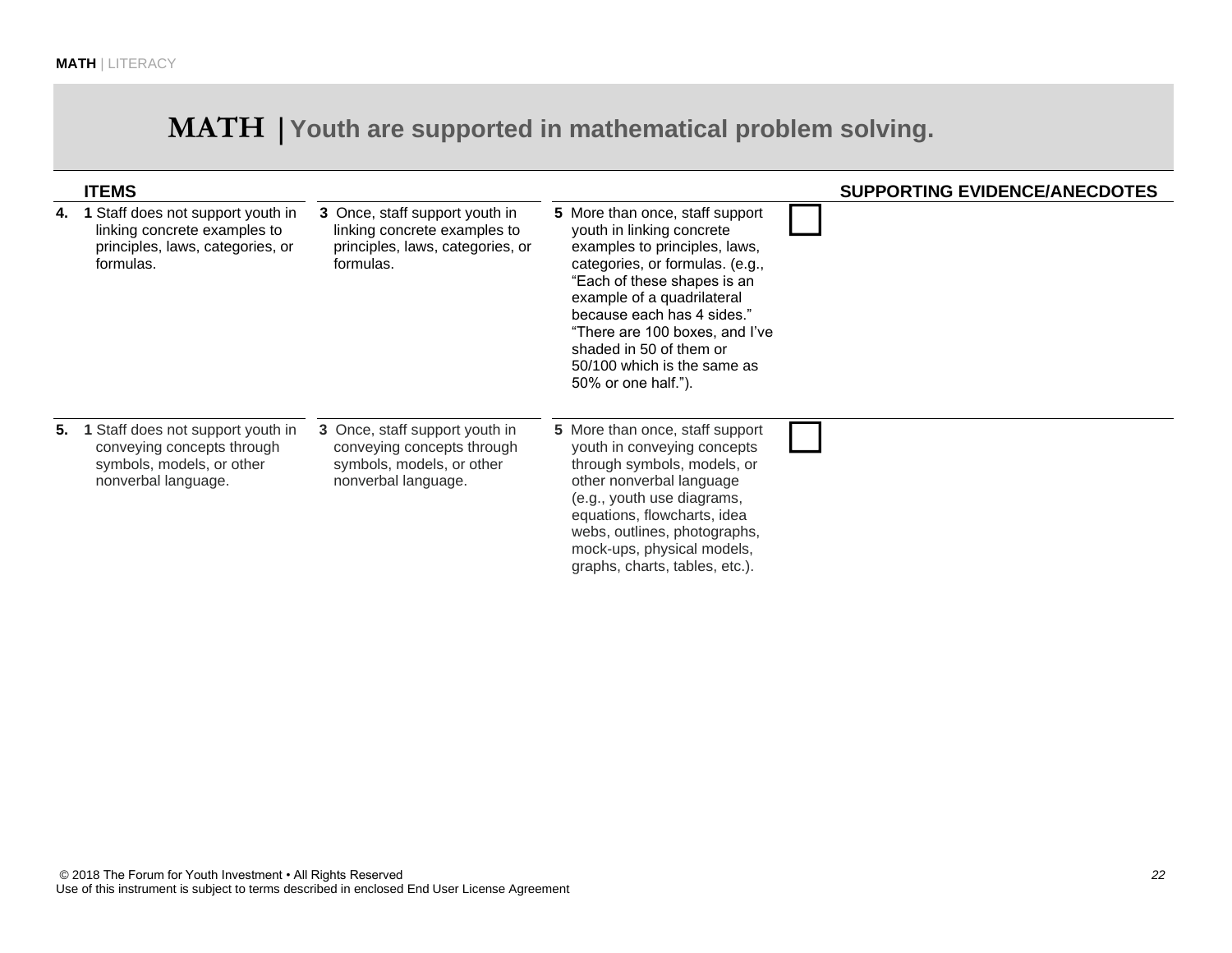# MATH | Youth are supported in mathematical problem solving.

| ITEMS | | | | SUPPORTING EVIDENCE/ANECDOTES |
|---|---|---|---|---|
| **4.** **1** Staff does not support youth in linking concrete examples to principles, laws, categories, or formulas. | **3** Once, staff support youth in linking concrete examples to principles, laws, categories, or formulas. | **5** More than once, staff support youth in linking concrete examples to principles, laws, categories, or formulas. (e.g., "Each of these shapes is an example of a quadrilateral because each has 4 sides." "There are 100 boxes, and I've shaded in 50 of them or 50/100 which is the same as 50% or one half."). | ☐ | |
| **5.** **1** Staff does not support youth in conveying concepts through symbols, models, or other nonverbal language. | **3** Once, staff support youth in conveying concepts through symbols, models, or other nonverbal language. | **5** More than once, staff support youth in conveying concepts through symbols, models, or other nonverbal language (e.g., youth use diagrams, equations, flowcharts, idea webs, outlines, photographs, mock-ups, physical models, graphs, charts, tables, etc.). | ☐ | |

© 2018 The Forum for Youth Investment • All Rights Reserved
Use of this instrument is subject to terms described in enclosed End User License Agreement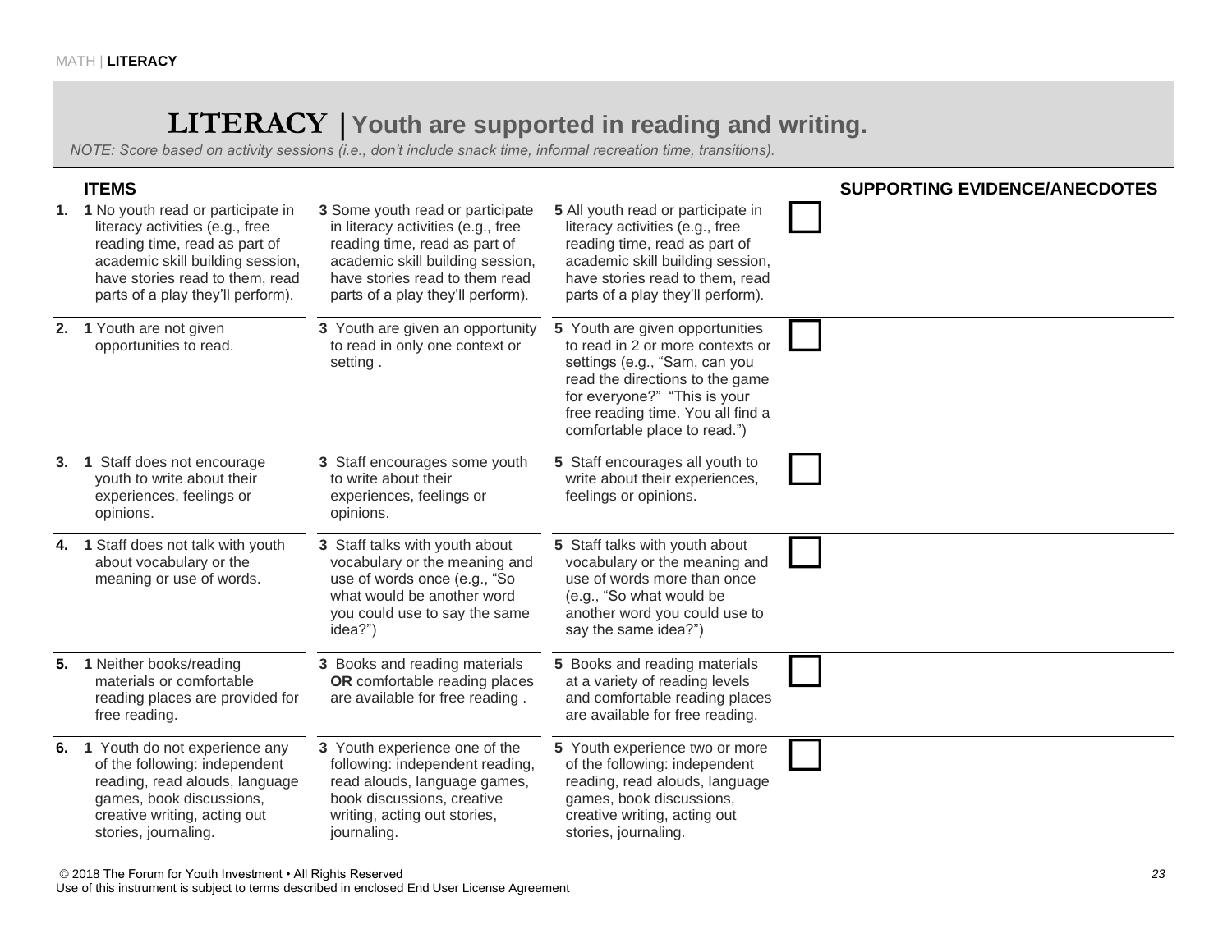# LITERACY | Youth are supported in reading and writing.

*NOTE: Score based on activity sessions (i.e., don't include snack time, informal recreation time, transitions).*

| ITEMS | | | | | SUPPORTING EVIDENCE/ANECDOTES |
|---|---|---|---|---|---|
| **1.** | **1** No youth read or participate in literacy activities (e.g., free reading time, read as part of academic skill building session, have stories read to them, read parts of a play they'll perform). | **3** Some youth read or participate in literacy activities (e.g., free reading time, read as part of academic skill building session, have stories read to them read parts of a play they'll perform). | **5** All youth read or participate in literacy activities (e.g., free reading time, read as part of academic skill building session, have stories read to them, read parts of a play they'll perform). | ☐ | |
| **2.** | **1** Youth are not given opportunities to read. | **3** Youth are given an opportunity to read in only one context or setting . | **5** Youth are given opportunities to read in 2 or more contexts or settings (e.g., "Sam, can you read the directions to the game for everyone?" "This is your free reading time. You all find a comfortable place to read.") | ☐ | |
| **3.** | **1** Staff does not encourage youth to write about their experiences, feelings or opinions. | **3** Staff encourages some youth to write about their experiences, feelings or opinions. | **5** Staff encourages all youth to write about their experiences, feelings or opinions. | ☐ | |
| **4.** | **1** Staff does not talk with youth about vocabulary or the meaning or use of words. | **3** Staff talks with youth about vocabulary or the meaning and use of words once (e.g., "So what would be another word you could use to say the same idea?") | **5** Staff talks with youth about vocabulary or the meaning and use of words more than once (e.g., "So what would be another word you could use to say the same idea?") | ☐ | |
| **5.** | **1** Neither books/reading materials or comfortable reading places are provided for free reading. | **3** Books and reading materials **OR** comfortable reading places are available for free reading . | **5** Books and reading materials at a variety of reading levels and comfortable reading places are available for free reading. | ☐ | |
| **6.** | **1** Youth do not experience any of the following: independent reading, read alouds, language games, book discussions, creative writing, acting out stories, journaling. | **3** Youth experience one of the following: independent reading, read alouds, language games, book discussions, creative writing, acting out stories, journaling. | **5** Youth experience two or more of the following: independent reading, read alouds, language games, book discussions, creative writing, acting out stories, journaling. | ☐ | |

© 2018 The Forum for Youth Investment • All Rights Reserved
Use of this instrument is subject to terms described in enclosed End User License Agreement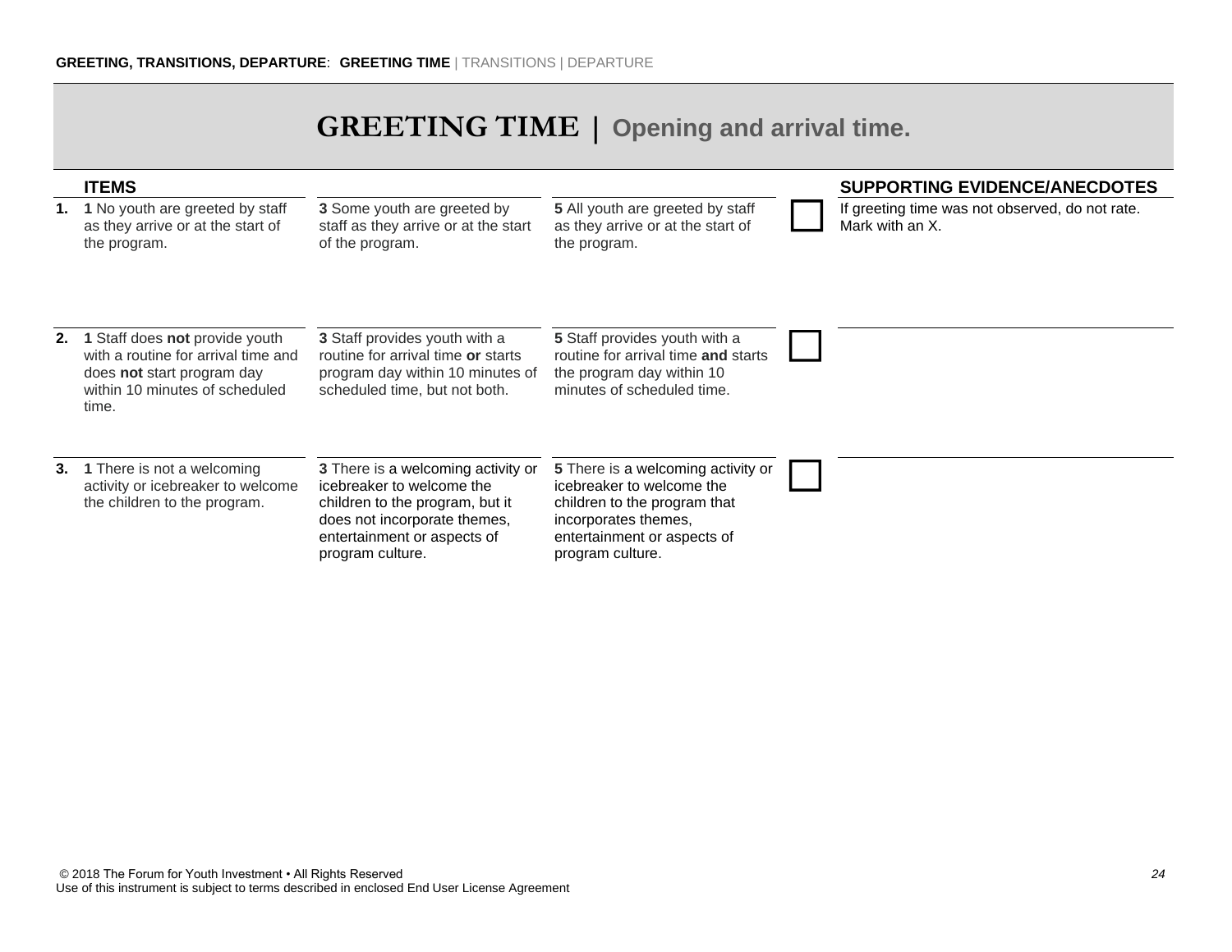**GREETING, TRANSITIONS, DEPARTURE**: **GREETING TIME** | TRANSITIONS | DEPARTURE

# GREETING TIME | Opening and arrival time.

| | ITEMS | | | | SUPPORTING EVIDENCE/ANECDOTES |
|---|---|---|---|---|---|
| **1.** | **1** No youth are greeted by staff as they arrive or at the start of the program. | **3** Some youth are greeted by staff as they arrive or at the start of the program. | **5** All youth are greeted by staff as they arrive or at the start of the program. | ☐ | If greeting time was not observed, do not rate. Mark with an X. |
| **2.** | **1** Staff does **not** provide youth with a routine for arrival time and does **not** start program day within 10 minutes of scheduled time. | **3** Staff provides youth with a routine for arrival time **or** starts program day within 10 minutes of scheduled time, but not both. | **5** Staff provides youth with a routine for arrival time **and** starts the program day within 10 minutes of scheduled time. | ☐ | |
| **3.** | **1** There is not a welcoming activity or icebreaker to welcome the children to the program. | **3** There is a welcoming activity or icebreaker to welcome the children to the program, but it does not incorporate themes, entertainment or aspects of program culture. | **5** There is a welcoming activity or icebreaker to welcome the children to the program that incorporates themes, entertainment or aspects of program culture. | ☐ | |

© 2018 The Forum for Youth Investment • All Rights Reserved
Use of this instrument is subject to terms described in enclosed End User License Agreement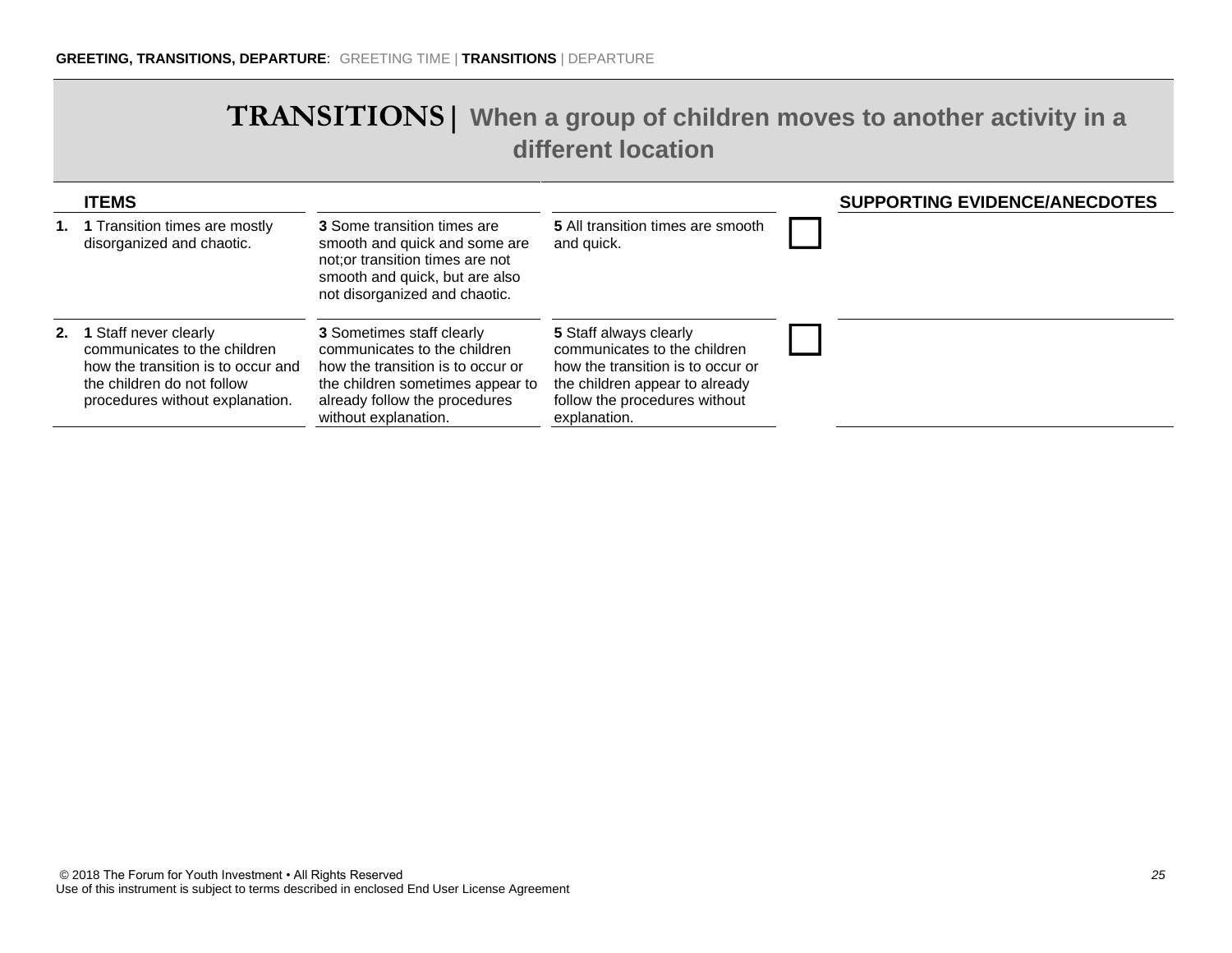**GREETING, TRANSITIONS, DEPARTURE**: GREETING TIME | **TRANSITIONS** | DEPARTURE

# TRANSITIONS | When a group of children moves to another activity in a different location

| ITEMS | | | | | SUPPORTING EVIDENCE/ANECDOTES |
|---|---|---|---|---|---|
| **1.** | **1** Transition times are mostly disorganized and chaotic. | **3** Some transition times are smooth and quick and some are not;or transition times are not smooth and quick, but are also not disorganized and chaotic. | **5** All transition times are smooth and quick. | ☐ | |
| **2.** | **1** Staff never clearly communicates to the children how the transition is to occur and the children do not follow procedures without explanation. | **3** Sometimes staff clearly communicates to the children how the transition is to occur or the children sometimes appear to already follow the procedures without explanation. | **5** Staff always clearly communicates to the children how the transition is to occur or the children appear to already follow the procedures without explanation. | ☐ | |

© 2018 The Forum for Youth Investment • All Rights Reserved
Use of this instrument is subject to terms described in enclosed End User License Agreement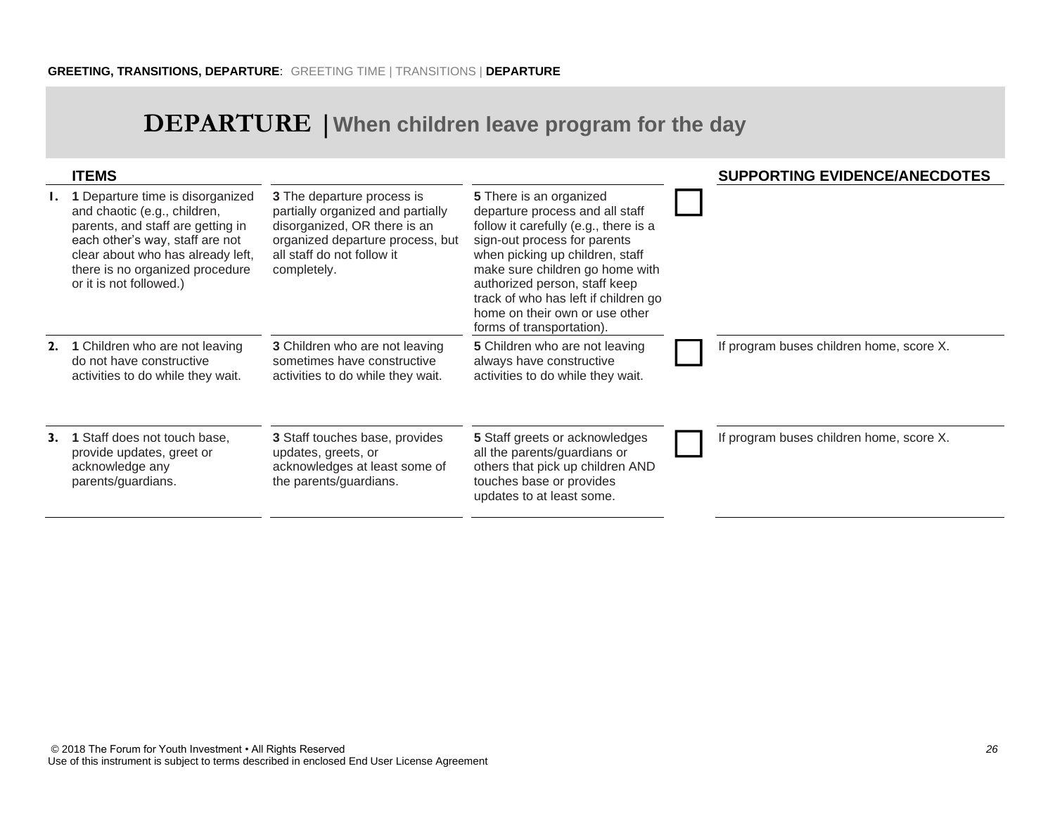**GREETING, TRANSITIONS, DEPARTURE**: GREETING TIME | TRANSITIONS | **DEPARTURE**

# DEPARTURE | When children leave program for the day

| | ITEMS | | | | SUPPORTING EVIDENCE/ANECDOTES |
|---|---|---|---|---|---|
| 1. | **1** Departure time is disorganized and chaotic (e.g., children, parents, and staff are getting in each other's way, staff are not clear about who has already left, there is no organized procedure or it is not followed.) | **3** The departure process is partially organized and partially disorganized, OR there is an organized departure process, but all staff do not follow it completely. | **5** There is an organized departure process and all staff follow it carefully (e.g., there is a sign-out process for parents when picking up children, staff make sure children go home with authorized person, staff keep track of who has left if children go home on their own or use other forms of transportation). | ☐ | |
| 2. | **1** Children who are not leaving do not have constructive activities to do while they wait. | **3** Children who are not leaving sometimes have constructive activities to do while they wait. | **5** Children who are not leaving always have constructive activities to do while they wait. | ☐ | If program buses children home, score X. |
| 3. | **1** Staff does not touch base, provide updates, greet or acknowledge any parents/guardians. | **3** Staff touches base, provides updates, greets, or acknowledges at least some of the parents/guardians. | **5** Staff greets or acknowledges all the parents/guardians or others that pick up children AND touches base or provides updates to at least some. | ☐ | If program buses children home, score X. |

© 2018 The Forum for Youth Investment • All Rights Reserved
Use of this instrument is subject to terms described in enclosed End User License Agreement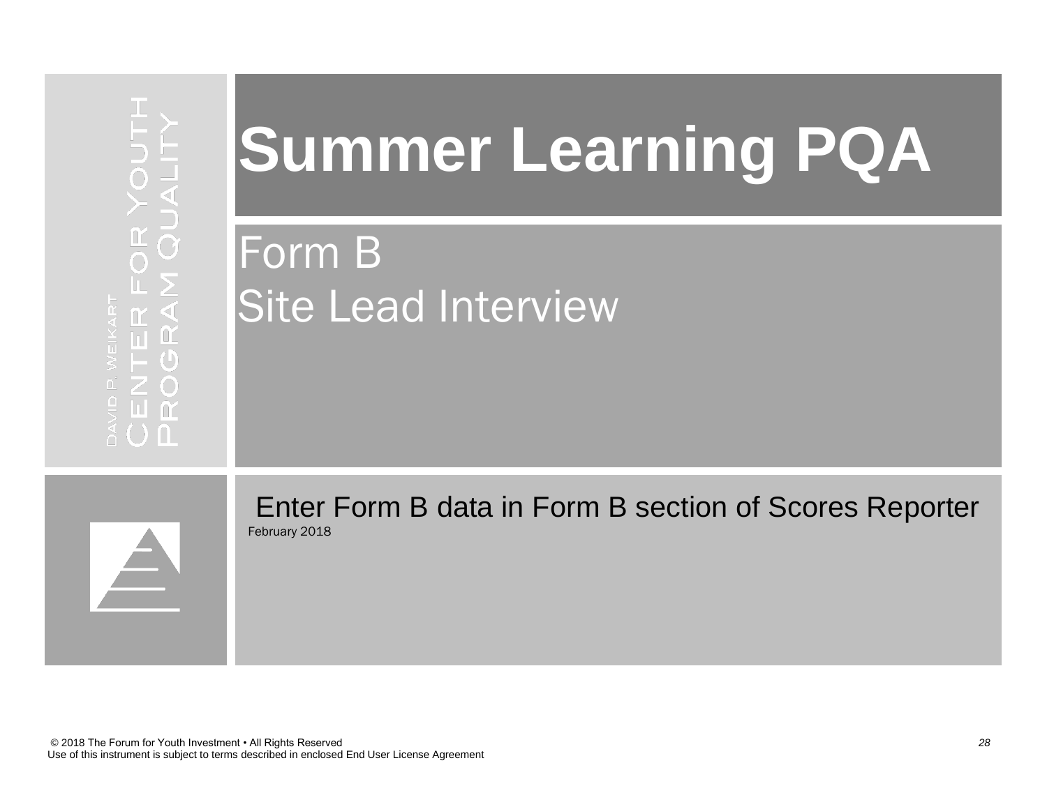DAVID P. WEIKART
CENTER FOR YOUTH
PROGRAM QUALITY

# Summer Learning PQA

## Form B
## Site Lead Interview

Enter Form B data in Form B section of Scores Reporter

February 2018

© 2018 The Forum for Youth Investment • All Rights Reserved
Use of this instrument is subject to terms described in enclosed End User License Agreement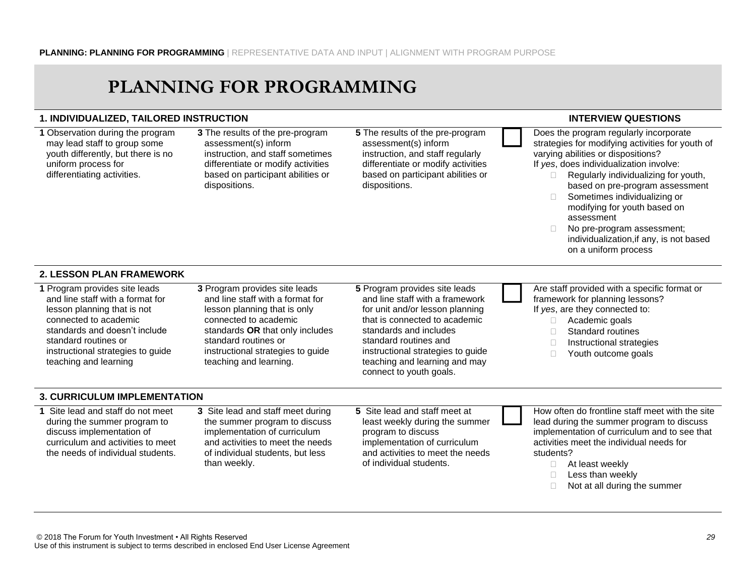# PLANNING FOR PROGRAMMING

## 1. INDIVIDUALIZED, TAILORED INSTRUCTION

| 1 | 3 | 5 | Score | INTERVIEW QUESTIONS |
|---|---|---|---|---|
| **1** Observation during the program may lead staff to group some youth differently, but there is no uniform process for differentiating activities. | **3** The results of the pre-program assessment(s) inform instruction, and staff sometimes differentiate or modify activities based on participant abilities or dispositions. | **5** The results of the pre-program assessment(s) inform instruction, and staff regularly differentiate or modify activities based on participant abilities or dispositions. | ☐ | Does the program regularly incorporate strategies for modifying activities for youth of varying abilities or dispositions?<br>If *yes*, does individualization involve:<br>☐ Regularly individualizing for youth, based on pre-program assessment<br>☐ Sometimes individualizing or modifying for youth based on assessment<br>☐ No pre-program assessment; individualization,if any, is not based on a uniform process |

## 2. LESSON PLAN FRAMEWORK

| 1 | 3 | 5 | Score | INTERVIEW QUESTIONS |
|---|---|---|---|---|
| **1** Program provides site leads and line staff with a format for lesson planning that is not connected to academic standards and doesn't include standard routines or instructional strategies to guide teaching and learning | **3** Program provides site leads and line staff with a format for lesson planning that is only connected to academic standards **OR** that only includes standard routines or instructional strategies to guide teaching and learning. | **5** Program provides site leads and line staff with a framework for unit and/or lesson planning that is connected to academic standards and includes standard routines and instructional strategies to guide teaching and learning and may connect to youth goals. | ☐ | Are staff provided with a specific format or framework for planning lessons?<br>If *yes*, are they connected to:<br>☐ Academic goals<br>☐ Standard routines<br>☐ Instructional strategies<br>☐ Youth outcome goals |

## 3. CURRICULUM IMPLEMENTATION

| 1 | 3 | 5 | Score | INTERVIEW QUESTIONS |
|---|---|---|---|---|
| **1** Site lead and staff do not meet during the summer program to discuss implementation of curriculum and activities to meet the needs of individual students. | **3** Site lead and staff meet during the summer program to discuss implementation of curriculum and activities to meet the needs of individual students, but less than weekly. | **5** Site lead and staff meet at least weekly during the summer program to discuss implementation of curriculum and activities to meet the needs of individual students. | ☐ | How often do frontline staff meet with the site lead during the summer program to discuss implementation of curriculum and to see that activities meet the individual needs for students?<br>☐ At least weekly<br>☐ Less than weekly<br>☐ Not at all during the summer |

© 2018 The Forum for Youth Investment • All Rights Reserved
Use of this instrument is subject to terms described in enclosed End User License Agreement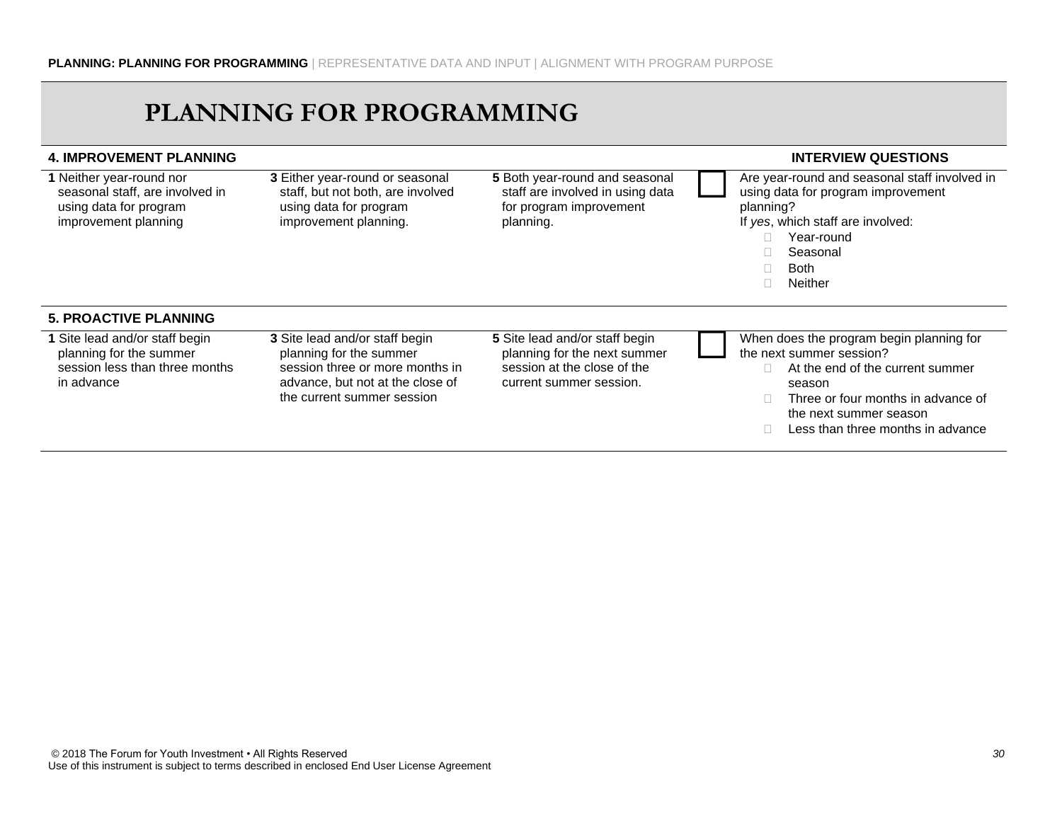**PLANNING: PLANNING FOR PROGRAMMING** | REPRESENTATIVE DATA AND INPUT | ALIGNMENT WITH PROGRAM PURPOSE

# PLANNING FOR PROGRAMMING

| **4. IMPROVEMENT PLANNING** | | | | **INTERVIEW QUESTIONS** |
|---|---|---|---|---|
| **1** Neither year-round nor seasonal staff, are involved in using data for program improvement planning | **3** Either year-round or seasonal staff, but not both, are involved using data for program improvement planning. | **5** Both year-round and seasonal staff are involved in using data for program improvement planning. | ☐ | Are year-round and seasonal staff involved in using data for program improvement planning?<br>If *yes*, which staff are involved:<br>☐ Year-round<br>☐ Seasonal<br>☐ Both<br>☐ Neither |
| **5. PROACTIVE PLANNING** | | | | |
| **1** Site lead and/or staff begin planning for the summer session less than three months in advance | **3** Site lead and/or staff begin planning for the summer session three or more months in advance, but not at the close of the current summer session | **5** Site lead and/or staff begin planning for the next summer session at the close of the current summer session. | ☐ | When does the program begin planning for the next summer session?<br>☐ At the end of the current summer season<br>☐ Three or four months in advance of the next summer season<br>☐ Less than three months in advance |

© 2018 The Forum for Youth Investment • All Rights Reserved
Use of this instrument is subject to terms described in enclosed End User License Agreement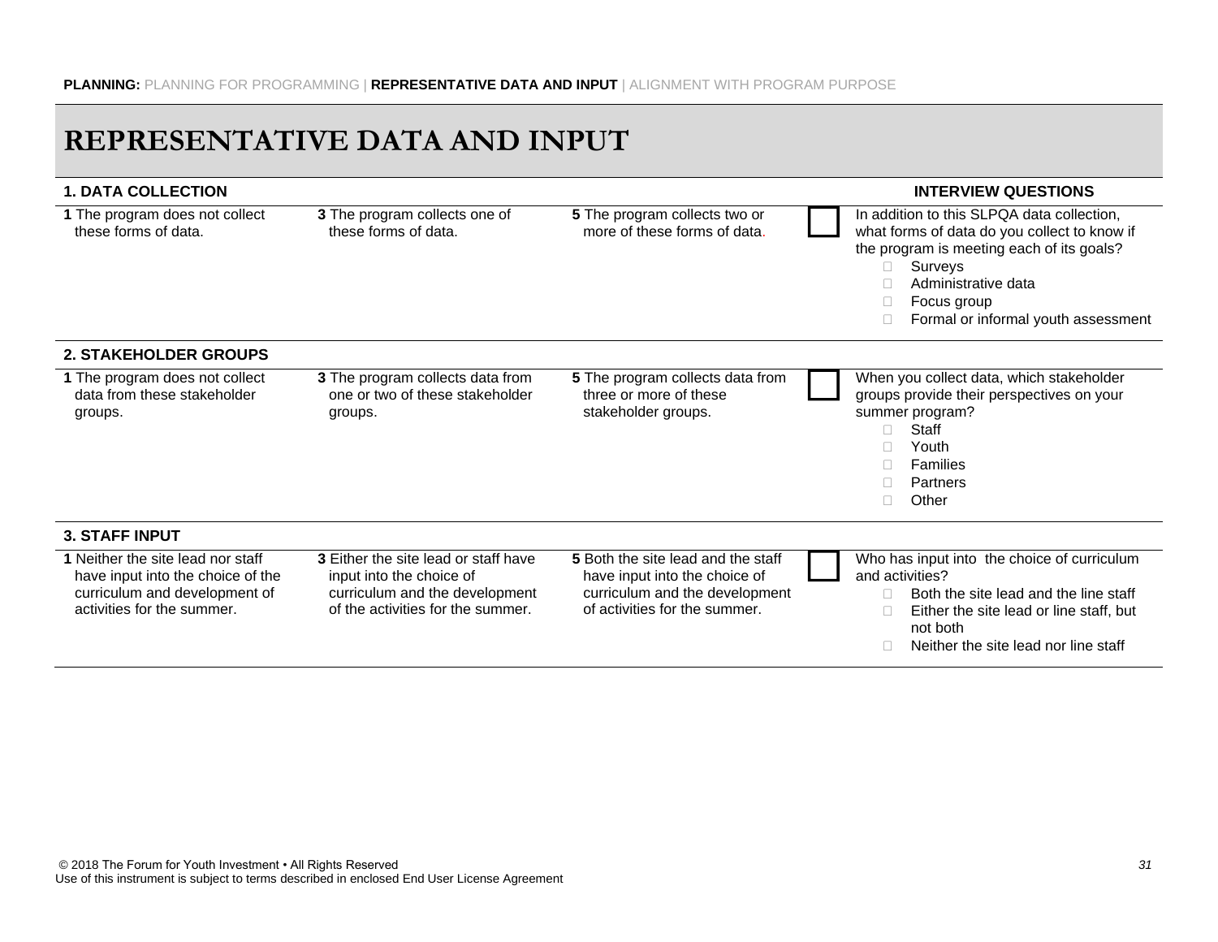PLANNING: PLANNING FOR PROGRAMMING | **REPRESENTATIVE DATA AND INPUT** | ALIGNMENT WITH PROGRAM PURPOSE

# REPRESENTATIVE DATA AND INPUT

| 1. DATA COLLECTION | | | | INTERVIEW QUESTIONS |
|---|---|---|---|---|
| **1** The program does not collect these forms of data. | **3** The program collects one of these forms of data. | **5** The program collects two or more of these forms of data. | ☐ | In addition to this SLPQA data collection, what forms of data do you collect to know if the program is meeting each of its goals?<br>☐ Surveys<br>☐ Administrative data<br>☐ Focus group<br>☐ Formal or informal youth assessment |
| **2. STAKEHOLDER GROUPS** | | | | |
| **1** The program does not collect data from these stakeholder groups. | **3** The program collects data from one or two of these stakeholder groups. | **5** The program collects data from three or more of these stakeholder groups. | ☐ | When you collect data, which stakeholder groups provide their perspectives on your summer program?<br>☐ Staff<br>☐ Youth<br>☐ Families<br>☐ Partners<br>☐ Other |
| **3. STAFF INPUT** | | | | |
| **1** Neither the site lead nor staff have input into the choice of the curriculum and development of activities for the summer. | **3** Either the site lead or staff have input into the choice of curriculum and the development of the activities for the summer. | **5** Both the site lead and the staff have input into the choice of curriculum and the development of activities for the summer. | ☐ | Who has input into the choice of curriculum and activities?<br>☐ Both the site lead and the line staff<br>☐ Either the site lead or line staff, but not both<br>☐ Neither the site lead nor line staff |

© 2018 The Forum for Youth Investment • All Rights Reserved
Use of this instrument is subject to terms described in enclosed End User License Agreement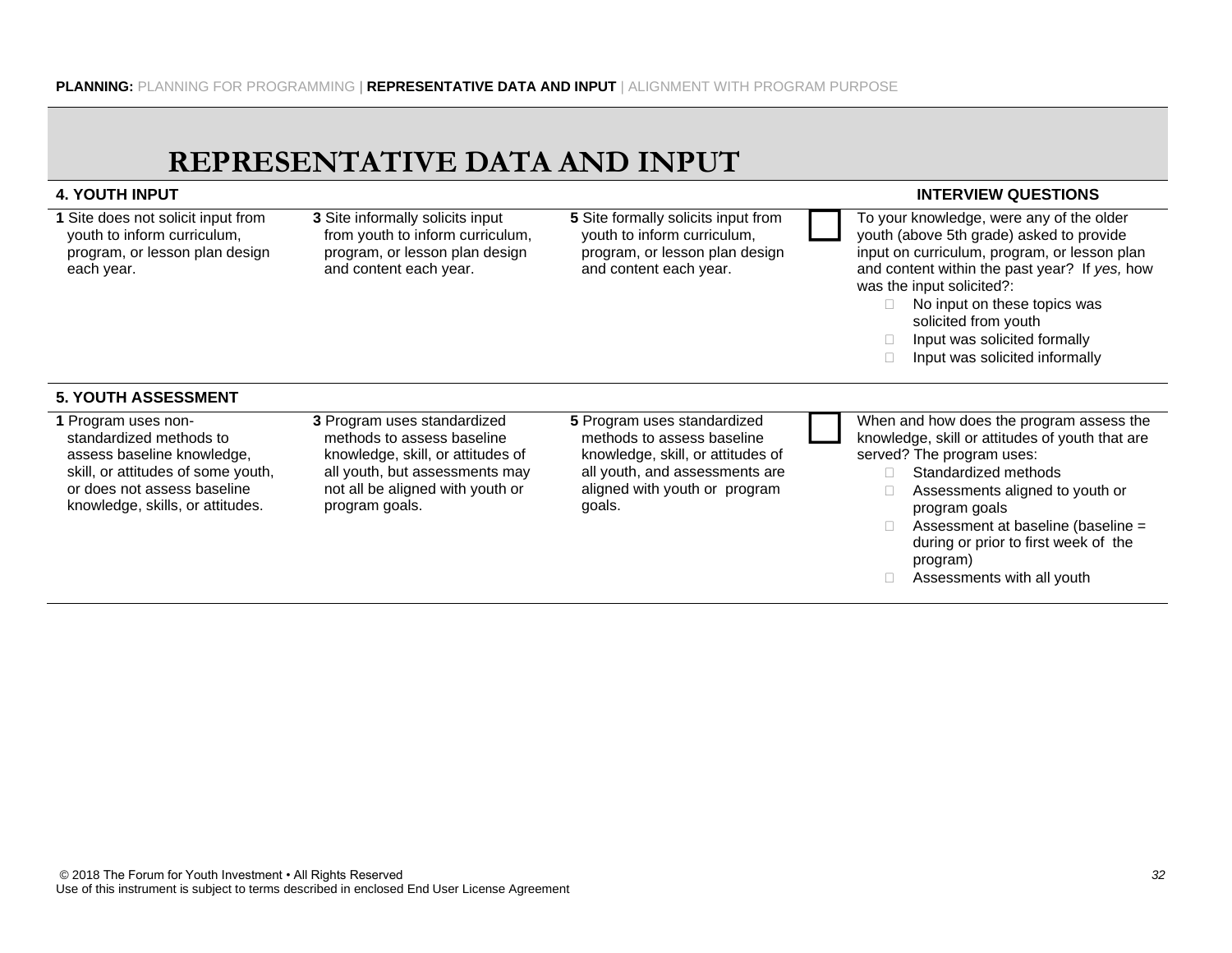**PLANNING:** PLANNING FOR PROGRAMMING | **REPRESENTATIVE DATA AND INPUT** | ALIGNMENT WITH PROGRAM PURPOSE

# REPRESENTATIVE DATA AND INPUT

| **4. YOUTH INPUT** | | | | **INTERVIEW QUESTIONS** |
|---|---|---|---|---|
| **1** Site does not solicit input from youth to inform curriculum, program, or lesson plan design each year. | **3** Site informally solicits input from youth to inform curriculum, program, or lesson plan design and content each year. | **5** Site formally solicits input from youth to inform curriculum, program, or lesson plan design and content each year. | ☐ | To your knowledge, were any of the older youth (above 5th grade) asked to provide input on curriculum, program, or lesson plan and content within the past year? If *yes,* how was the input solicited?:<br>☐ No input on these topics was solicited from youth<br>☐ Input was solicited formally<br>☐ Input was solicited informally |
| **5. YOUTH ASSESSMENT** | | | | |
| **1** Program uses non-standardized methods to assess baseline knowledge, skill, or attitudes of some youth, or does not assess baseline knowledge, skills, or attitudes. | **3** Program uses standardized methods to assess baseline knowledge, skill, or attitudes of all youth, but assessments may not all be aligned with youth or program goals. | **5** Program uses standardized methods to assess baseline knowledge, skill, or attitudes of all youth, and assessments are aligned with youth or program goals. | ☐ | When and how does the program assess the knowledge, skill or attitudes of youth that are served? The program uses:<br>☐ Standardized methods<br>☐ Assessments aligned to youth or program goals<br>☐ Assessment at baseline (baseline = during or prior to first week of the program)<br>☐ Assessments with all youth |

© 2018 The Forum for Youth Investment • All Rights Reserved
Use of this instrument is subject to terms described in enclosed End User License Agreement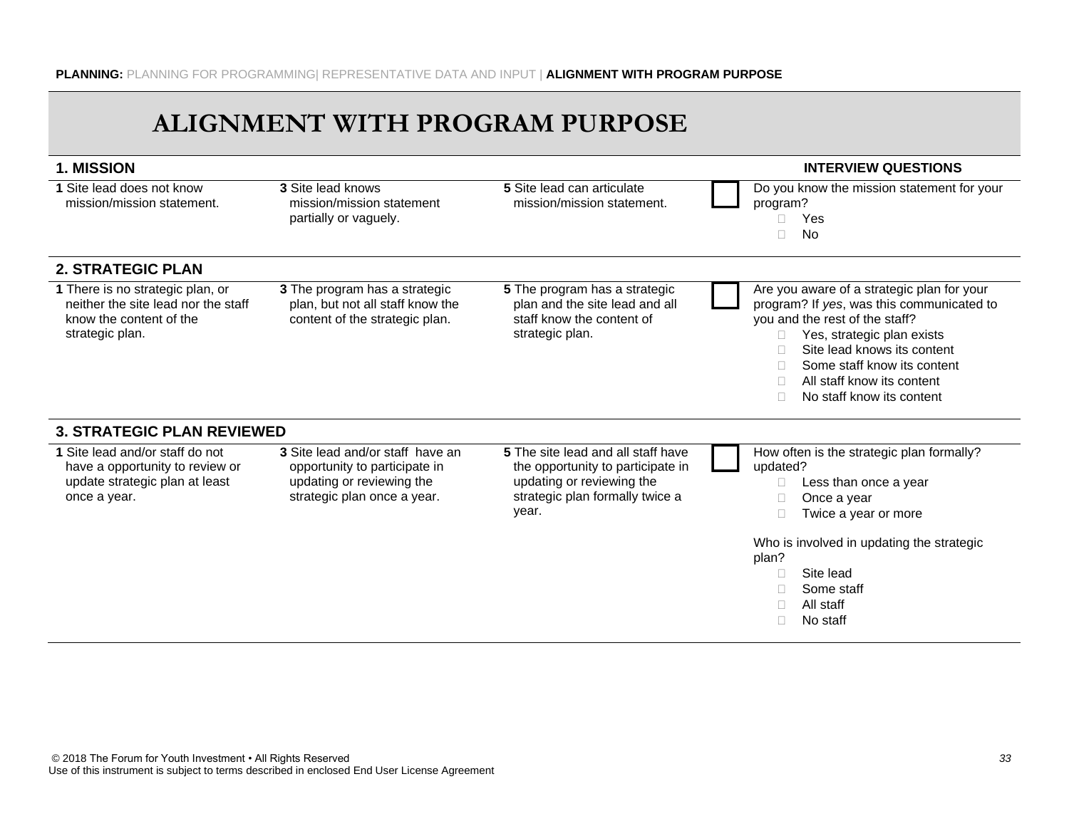**PLANNING:** PLANNING FOR PROGRAMMING| REPRESENTATIVE DATA AND INPUT | **ALIGNMENT WITH PROGRAM PURPOSE**

# ALIGNMENT WITH PROGRAM PURPOSE

## 1. MISSION

| 1 | 3 | 5 | Score | INTERVIEW QUESTIONS |
|---|---|---|---|---|
| **1** Site lead does not know mission/mission statement. | **3** Site lead knows mission/mission statement partially or vaguely. | **5** Site lead can articulate mission/mission statement. | ☐ | Do you know the mission statement for your program?<br>☐ Yes<br>☐ No |

## 2. STRATEGIC PLAN

| 1 | 3 | 5 | Score | INTERVIEW QUESTIONS |
|---|---|---|---|---|
| **1** There is no strategic plan, or neither the site lead nor the staff know the content of the strategic plan. | **3** The program has a strategic plan, but not all staff know the content of the strategic plan. | **5** The program has a strategic plan and the site lead and all staff know the content of strategic plan. | ☐ | Are you aware of a strategic plan for your program? If *yes*, was this communicated to you and the rest of the staff?<br>☐ Yes, strategic plan exists<br>☐ Site lead knows its content<br>☐ Some staff know its content<br>☐ All staff know its content<br>☐ No staff know its content |

## 3. STRATEGIC PLAN REVIEWED

| 1 | 3 | 5 | Score | INTERVIEW QUESTIONS |
|---|---|---|---|---|
| **1** Site lead and/or staff do not have a opportunity to review or update strategic plan at least once a year. | **3** Site lead and/or staff have an opportunity to participate in updating or reviewing the strategic plan once a year. | **5** The site lead and all staff have the opportunity to participate in updating or reviewing the strategic plan formally twice a year. | ☐ | How often is the strategic plan formally? updated?<br>☐ Less than once a year<br>☐ Once a year<br>☐ Twice a year or more<br><br>Who is involved in updating the strategic plan?<br>☐ Site lead<br>☐ Some staff<br>☐ All staff<br>☐ No staff |

© 2018 The Forum for Youth Investment • All Rights Reserved
Use of this instrument is subject to terms described in enclosed End User License Agreement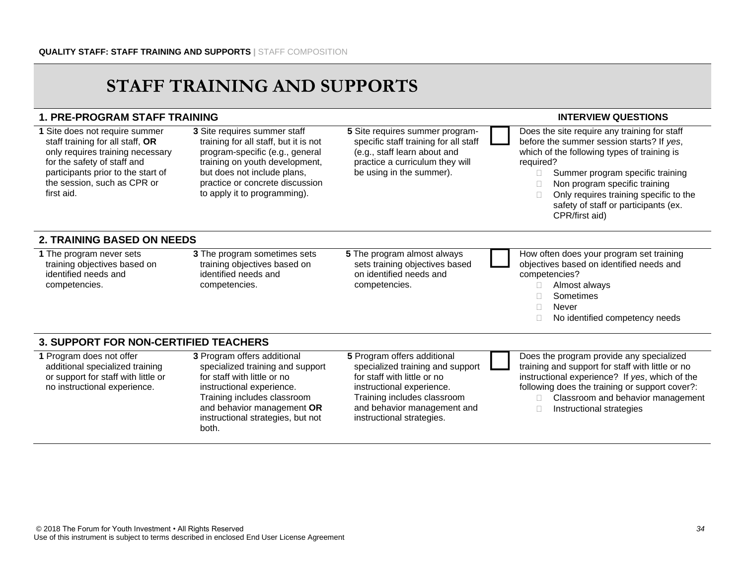# STAFF TRAINING AND SUPPORTS

## 1. PRE-PROGRAM STAFF TRAINING

| 1 | 3 | 5 | | INTERVIEW QUESTIONS |
|---|---|---|---|---|
| **1** Site does not require summer staff training for all staff, **OR** only requires training necessary for the safety of staff and participants prior to the start of the session, such as CPR or first aid. | **3** Site requires summer staff training for all staff, but it is not program-specific (e.g., general training on youth development, but does not include plans, practice or concrete discussion to apply it to programming). | **5** Site requires summer program-specific staff training for all staff (e.g., staff learn about and practice a curriculum they will be using in the summer). | ☐ | Does the site require any training for staff before the summer session starts? If *yes*, which of the following types of training is required?<br>☐ Summer program specific training<br>☐ Non program specific training<br>☐ Only requires training specific to the safety of staff or participants (ex. CPR/first aid) |

## 2. TRAINING BASED ON NEEDS

| 1 | 3 | 5 | | INTERVIEW QUESTIONS |
|---|---|---|---|---|
| **1** The program never sets training objectives based on identified needs and competencies. | **3** The program sometimes sets training objectives based on identified needs and competencies. | **5** The program almost always sets training objectives based on identified needs and competencies. | ☐ | How often does your program set training objectives based on identified needs and competencies?<br>☐ Almost always<br>☐ Sometimes<br>☐ Never<br>☐ No identified competency needs |

## 3. SUPPORT FOR NON-CERTIFIED TEACHERS

| 1 | 3 | 5 | | INTERVIEW QUESTIONS |
|---|---|---|---|---|
| **1** Program does not offer additional specialized training or support for staff with little or no instructional experience. | **3** Program offers additional specialized training and support for staff with little or no instructional experience. Training includes classroom and behavior management **OR** instructional strategies, but not both. | **5** Program offers additional specialized training and support for staff with little or no instructional experience. Training includes classroom and behavior management and instructional strategies. | ☐ | Does the program provide any specialized training and support for staff with little or no instructional experience? If *yes*, which of the following does the training or support cover?:<br>☐ Classroom and behavior management<br>☐ Instructional strategies |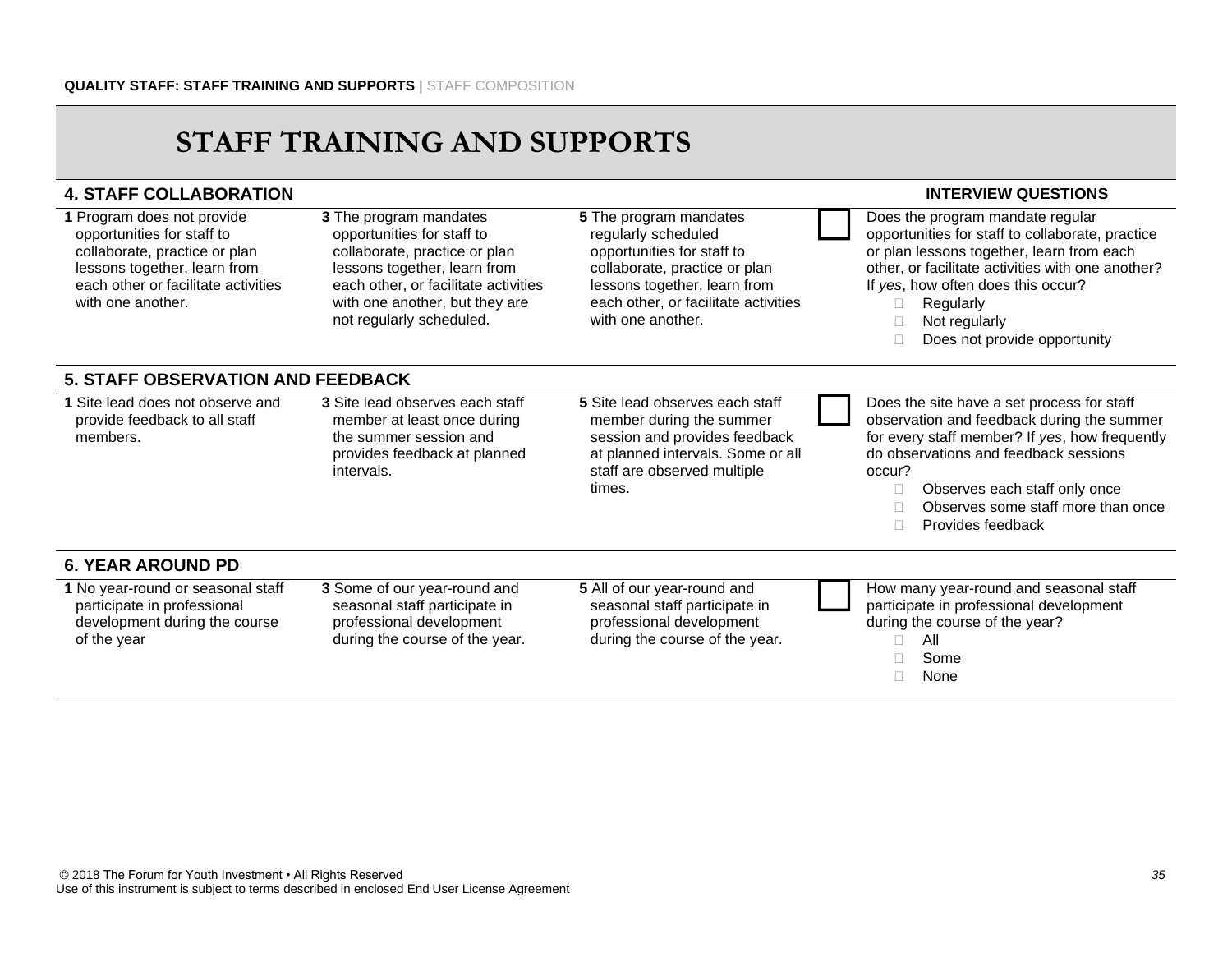# STAFF TRAINING AND SUPPORTS

| **4. STAFF COLLABORATION** | | | | **INTERVIEW QUESTIONS** |
|---|---|---|---|---|
| **1** Program does not provide opportunities for staff to collaborate, practice or plan lessons together, learn from each other or facilitate activities with one another. | **3** The program mandates opportunities for staff to collaborate, practice or plan lessons together, learn from each other, or facilitate activities with one another, but they are not regularly scheduled. | **5** The program mandates regularly scheduled opportunities for staff to collaborate, practice or plan lessons together, learn from each other, or facilitate activities with one another. | ☐ | Does the program mandate regular opportunities for staff to collaborate, practice or plan lessons together, learn from each other, or facilitate activities with one another? If *yes*, how often does this occur?<br>☐ Regularly<br>☐ Not regularly<br>☐ Does not provide opportunity |
| **5. STAFF OBSERVATION AND FEEDBACK** | | | | |
| **1** Site lead does not observe and provide feedback to all staff members. | **3** Site lead observes each staff member at least once during the summer session and provides feedback at planned intervals. | **5** Site lead observes each staff member during the summer session and provides feedback at planned intervals. Some or all staff are observed multiple times. | ☐ | Does the site have a set process for staff observation and feedback during the summer for every staff member? If *yes*, how frequently do observations and feedback sessions occur?<br>☐ Observes each staff only once<br>☐ Observes some staff more than once<br>☐ Provides feedback |
| **6. YEAR AROUND PD** | | | | |
| **1** No year-round or seasonal staff participate in professional development during the course of the year | **3** Some of our year-round and seasonal staff participate in professional development during the course of the year. | **5** All of our year-round and seasonal staff participate in professional development during the course of the year. | ☐ | How many year-round and seasonal staff participate in professional development during the course of the year?<br>☐ All<br>☐ Some<br>☐ None |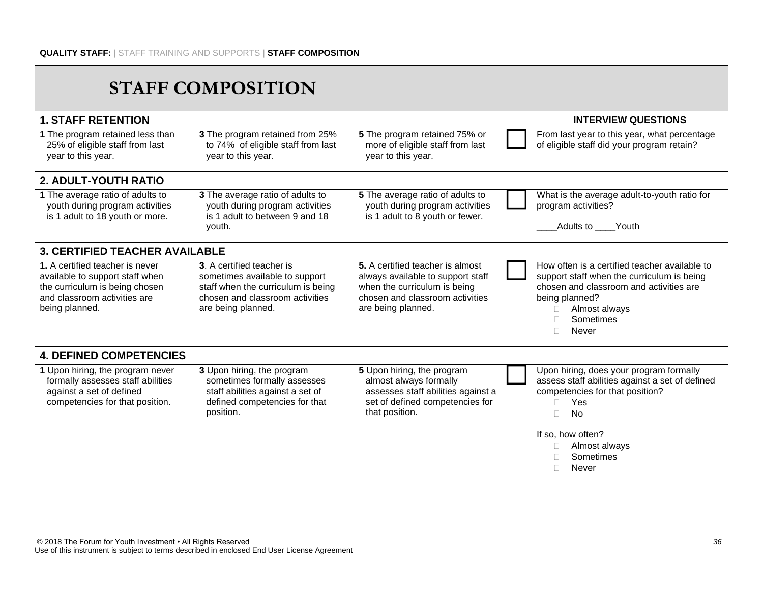QUALITY STAFF: | STAFF TRAINING AND SUPPORTS | **STAFF COMPOSITION**

# STAFF COMPOSITION

| 1. STAFF RETENTION | | | | INTERVIEW QUESTIONS |
|---|---|---|---|---|
| **1** The program retained less than 25% of eligible staff from last year to this year. | **3** The program retained from 25% to 74% of eligible staff from last year to this year. | **5** The program retained 75% or more of eligible staff from last year to this year. | ☐ | From last year to this year, what percentage of eligible staff did your program retain? |
| **2. ADULT-YOUTH RATIO** | | | | |
| **1** The average ratio of adults to youth during program activities is 1 adult to 18 youth or more. | **3** The average ratio of adults to youth during program activities is 1 adult to between 9 and 18 youth. | **5** The average ratio of adults to youth during program activities is 1 adult to 8 youth or fewer. | ☐ | What is the average adult-to-youth ratio for program activities?<br><br>____Adults to ____Youth |
| **3. CERTIFIED TEACHER AVAILABLE** | | | | |
| **1.** A certified teacher is never available to support staff when the curriculum is being chosen and classroom activities are being planned. | **3**. A certified teacher is sometimes available to support staff when the curriculum is being chosen and classroom activities are being planned. | **5.** A certified teacher is almost always available to support staff when the curriculum is being chosen and classroom activities are being planned. | ☐ | How often is a certified teacher available to support staff when the curriculum is being chosen and classroom and activities are being planned?<br>☐ Almost always<br>☐ Sometimes<br>☐ Never |
| **4. DEFINED COMPETENCIES** | | | | |
| **1** Upon hiring, the program never formally assesses staff abilities against a set of defined competencies for that position. | **3** Upon hiring, the program sometimes formally assesses staff abilities against a set of defined competencies for that position. | **5** Upon hiring, the program almost always formally assesses staff abilities against a set of defined competencies for that position. | ☐ | Upon hiring, does your program formally assess staff abilities against a set of defined competencies for that position?<br>☐ Yes<br>☐ No<br><br>If so, how often?<br>☐ Almost always<br>☐ Sometimes<br>☐ Never |

© 2018 The Forum for Youth Investment • All Rights Reserved
Use of this instrument is subject to terms described in enclosed End User License Agreement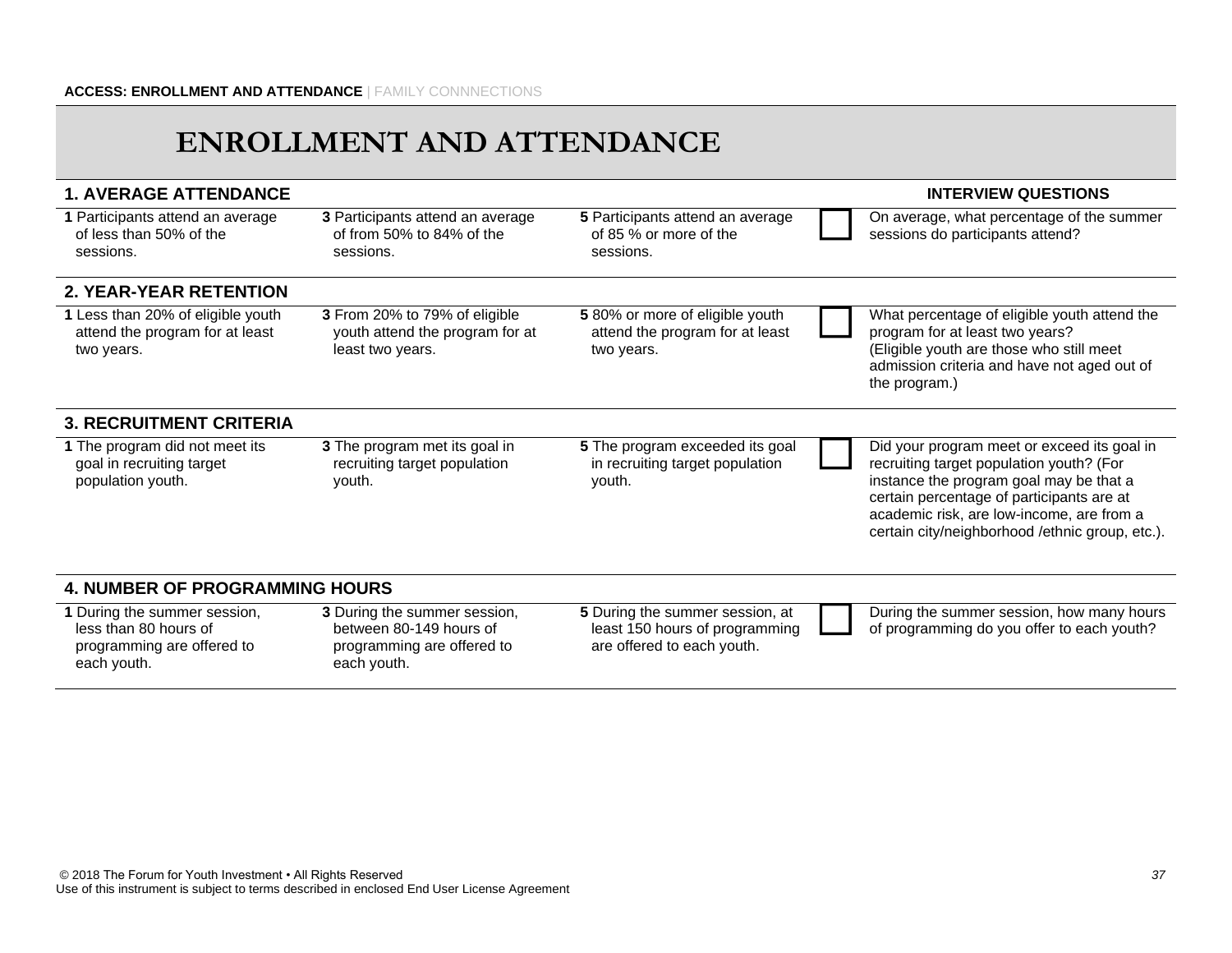# ENROLLMENT AND ATTENDANCE

| 1. AVERAGE ATTENDANCE | | | | INTERVIEW QUESTIONS |
|---|---|---|---|---|
| **1** Participants attend an average of less than 50% of the sessions. | **3** Participants attend an average of from 50% to 84% of the sessions. | **5** Participants attend an average of 85 % or more of the sessions. | ☐ | On average, what percentage of the summer sessions do participants attend? |
| **2. YEAR-YEAR RETENTION** | | | | |
| **1** Less than 20% of eligible youth attend the program for at least two years. | **3** From 20% to 79% of eligible youth attend the program for at least two years. | **5** 80% or more of eligible youth attend the program for at least two years. | ☐ | What percentage of eligible youth attend the program for at least two years? (Eligible youth are those who still meet admission criteria and have not aged out of the program.) |
| **3. RECRUITMENT CRITERIA** | | | | |
| **1** The program did not meet its goal in recruiting target population youth. | **3** The program met its goal in recruiting target population youth. | **5** The program exceeded its goal in recruiting target population youth. | ☐ | Did your program meet or exceed its goal in recruiting target population youth? (For instance the program goal may be that a certain percentage of participants are at academic risk, are low-income, are from a certain city/neighborhood /ethnic group, etc.). |
| **4. NUMBER OF PROGRAMMING HOURS** | | | | |
| **1** During the summer session, less than 80 hours of programming are offered to each youth. | **3** During the summer session, between 80-149 hours of programming are offered to each youth. | **5** During the summer session, at least 150 hours of programming are offered to each youth. | ☐ | During the summer session, how many hours of programming do you offer to each youth? |

© 2018 The Forum for Youth Investment • All Rights Reserved
Use of this instrument is subject to terms described in enclosed End User License Agreement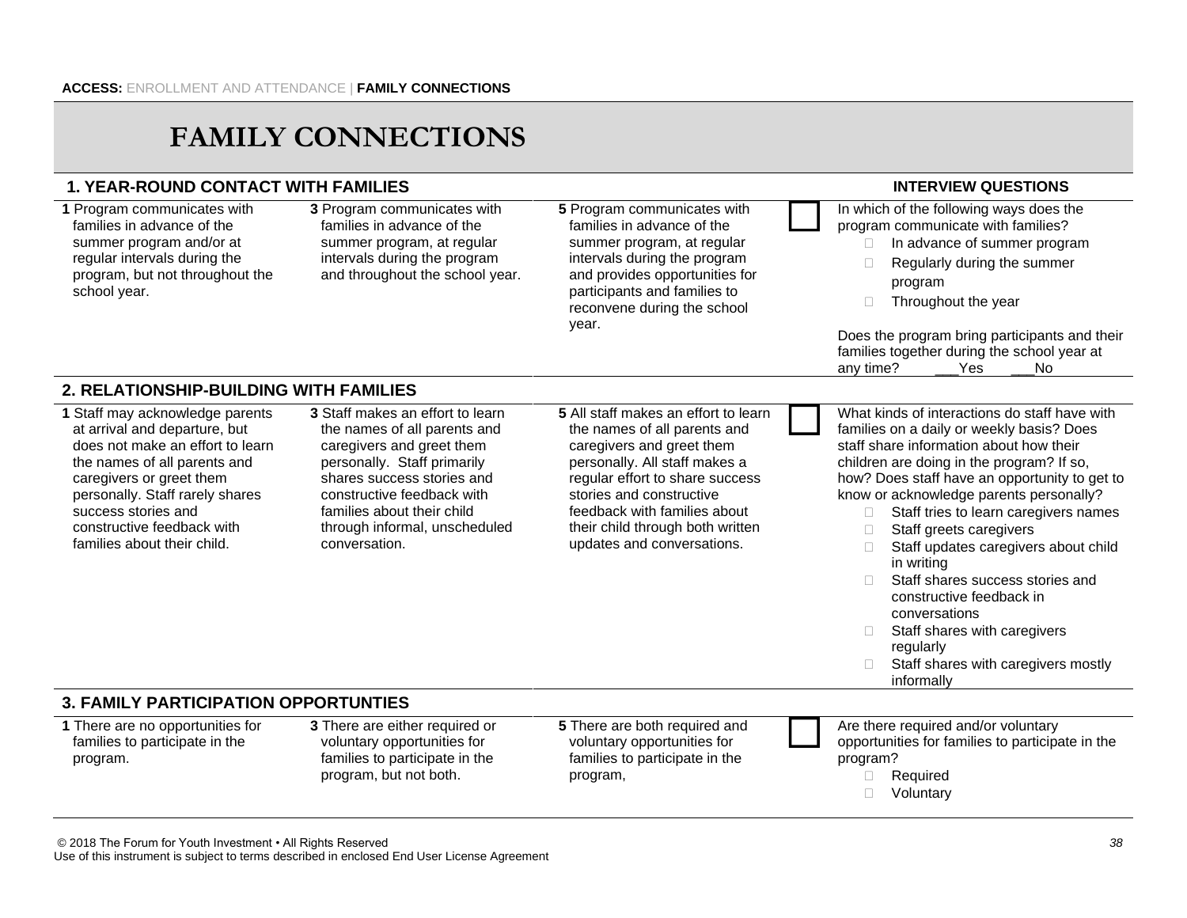**ACCESS:** ENROLLMENT AND ATTENDANCE | **FAMILY CONNECTIONS**

# FAMILY CONNECTIONS

| 1. YEAR-ROUND CONTACT WITH FAMILIES | | | | INTERVIEW QUESTIONS |
|---|---|---|---|---|
| **1** Program communicates with families in advance of the summer program and/or at regular intervals during the program, but not throughout the school year. | **3** Program communicates with families in advance of the summer program, at regular intervals during the program and throughout the school year. | **5** Program communicates with families in advance of the summer program, at regular intervals during the program and provides opportunities for participants and families to reconvene during the school year. | ☐ | In which of the following ways does the program communicate with families?<br>☐ In advance of summer program<br>☐ Regularly during the summer program<br>☐ Throughout the year<br><br>Does the program bring participants and their families together during the school year at any time? ___Yes ___No |
| **2. RELATIONSHIP-BUILDING WITH FAMILIES** | | | | |
| **1** Staff may acknowledge parents at arrival and departure, but does not make an effort to learn the names of all parents and caregivers or greet them personally. Staff rarely shares success stories and constructive feedback with families about their child. | **3** Staff makes an effort to learn the names of all parents and caregivers and greet them personally. Staff primarily shares success stories and constructive feedback with families about their child through informal, unscheduled conversation. | **5** All staff makes an effort to learn the names of all parents and caregivers and greet them personally. All staff makes a regular effort to share success stories and constructive feedback with families about their child through both written updates and conversations. | ☐ | What kinds of interactions do staff have with families on a daily or weekly basis? Does staff share information about how their children are doing in the program? If so, how? Does staff have an opportunity to get to know or acknowledge parents personally?<br>☐ Staff tries to learn caregivers names<br>☐ Staff greets caregivers<br>☐ Staff updates caregivers about child in writing<br>☐ Staff shares success stories and constructive feedback in conversations<br>☐ Staff shares with caregivers regularly<br>☐ Staff shares with caregivers mostly informally |
| **3. FAMILY PARTICIPATION OPPORTUNTIES** | | | | |
| **1** There are no opportunities for families to participate in the program. | **3** There are either required or voluntary opportunities for families to participate in the program, but not both. | **5** There are both required and voluntary opportunities for families to participate in the program, | ☐ | Are there required and/or voluntary opportunities for families to participate in the program?<br>☐ Required<br>☐ Voluntary |

© 2018 The Forum for Youth Investment • All Rights Reserved
Use of this instrument is subject to terms described in enclosed End User License Agreement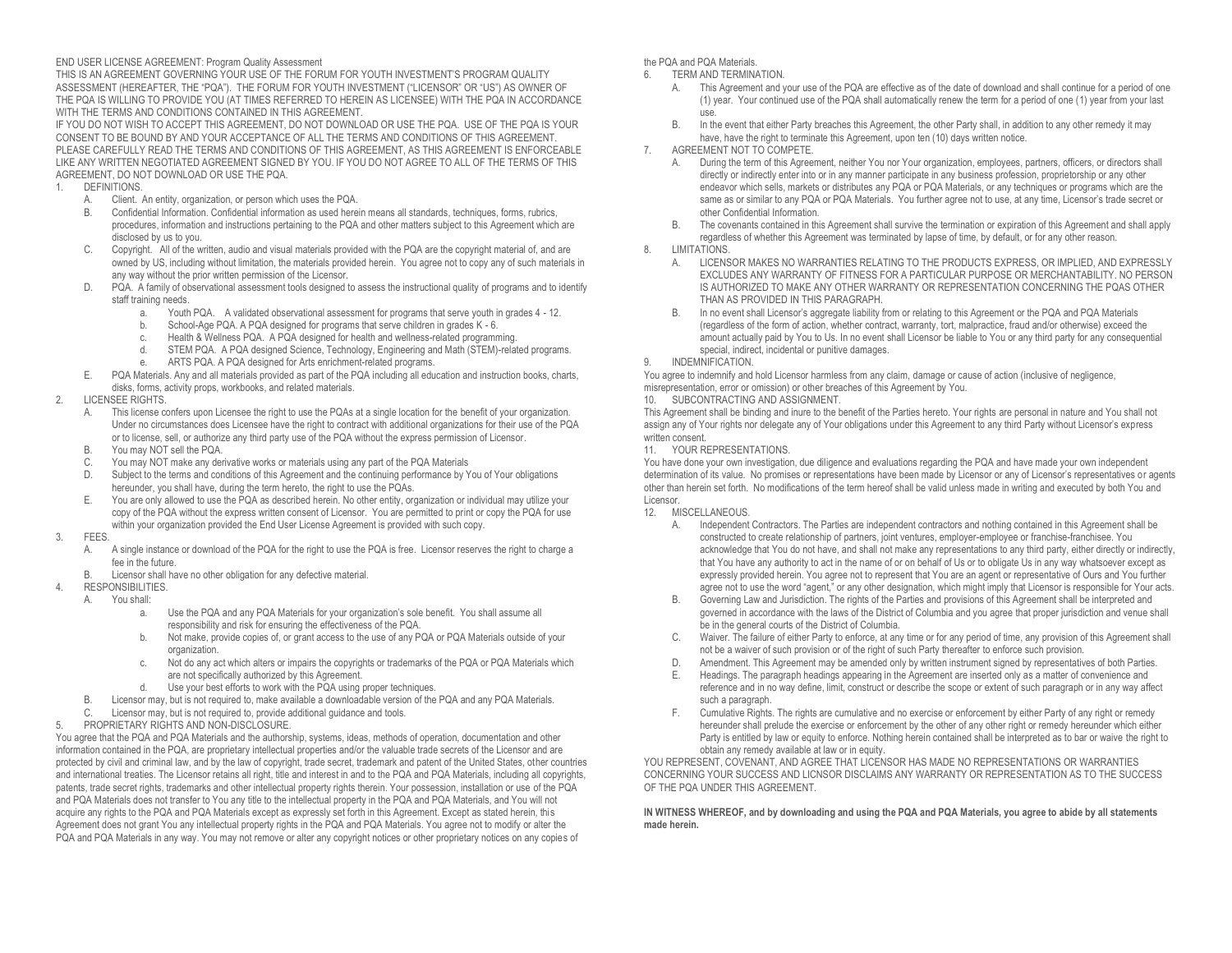END USER LICENSE AGREEMENT: Program Quality Assessment

THIS IS AN AGREEMENT GOVERNING YOUR USE OF THE FORUM FOR YOUTH INVESTMENT'S PROGRAM QUALITY ASSESSMENT (HEREAFTER, THE "PQA"). THE FORUM FOR YOUTH INVESTMENT ("LICENSOR" OR "US") AS OWNER OF THE PQA IS WILLING TO PROVIDE YOU (AT TIMES REFERRED TO HEREIN AS LICENSEE) WITH THE PQA IN ACCORDANCE WITH THE TERMS AND CONDITIONS CONTAINED IN THIS AGREEMENT.

IF YOU DO NOT WISH TO ACCEPT THIS AGREEMENT, DO NOT DOWNLOAD OR USE THE PQA. USE OF THE PQA IS YOUR CONSENT TO BE BOUND BY AND YOUR ACCEPTANCE OF ALL THE TERMS AND CONDITIONS OF THIS AGREEMENT. PLEASE CAREFULLY READ THE TERMS AND CONDITIONS OF THIS AGREEMENT, AS THIS AGREEMENT IS ENFORCEABLE LIKE ANY WRITTEN NEGOTIATED AGREEMENT SIGNED BY YOU. IF YOU DO NOT AGREE TO ALL OF THE TERMS OF THIS AGREEMENT, DO NOT DOWNLOAD OR USE THE PQA.

1. DEFINITIONS.
   - A. Client. An entity, organization, or person which uses the PQA.
   - B. Confidential Information. Confidential information as used herein means all standards, techniques, forms, rubrics, procedures, information and instructions pertaining to the PQA and other matters subject to this Agreement which are disclosed by us to you.
   - C. Copyright. All of the written, audio and visual materials provided with the PQA are the copyright material of, and are owned by US, including without limitation, the materials provided herein. You agree not to copy any of such materials in any way without the prior written permission of the Licensor.
   - D. PQA. A family of observational assessment tools designed to assess the instructional quality of programs and to identify staff training needs.
     - a. Youth PQA. A validated observational assessment for programs that serve youth in grades 4 - 12.
     - b. School-Age PQA. A PQA designed for programs that serve children in grades K - 6.
     - c. Health & Wellness PQA. A PQA designed for health and wellness-related programming.
     - d. STEM PQA. A PQA designed Science, Technology, Engineering and Math (STEM)-related programs.
     - e. ARTS PQA. A PQA designed for Arts enrichment-related programs.
   - E. PQA Materials. Any and all materials provided as part of the PQA including all education and instruction books, charts, disks, forms, activity props, workbooks, and related materials.
2. LICENSEE RIGHTS.
   - A. This license confers upon Licensee the right to use the PQAs at a single location for the benefit of your organization. Under no circumstances does Licensee have the right to contract with additional organizations for their use of the PQA or to license, sell, or authorize any third party use of the PQA without the express permission of Licensor.
   - B. You may NOT sell the PQA.
   - C. You may NOT make any derivative works or materials using any part of the PQA Materials
   - D. Subject to the terms and conditions of this Agreement and the continuing performance by You of Your obligations hereunder, you shall have, during the term hereto, the right to use the PQAs.
   - E. You are only allowed to use the PQA as described herein. No other entity, organization or individual may utilize your copy of the PQA without the express written consent of Licensor. You are permitted to print or copy the PQA for use within your organization provided the End User License Agreement is provided with such copy.
3. FEES.
   - A. A single instance or download of the PQA for the right to use the PQA is free. Licensor reserves the right to charge a fee in the future.
   - B. Licensor shall have no other obligation for any defective material.
4. RESPONSIBILITIES.
   - A. You shall:
     - a. Use the PQA and any PQA Materials for your organization's sole benefit. You shall assume all responsibility and risk for ensuring the effectiveness of the PQA.
     - b. Not make, provide copies of, or grant access to the use of any PQA or PQA Materials outside of your organization.
     - c. Not do any act which alters or impairs the copyrights or trademarks of the PQA or PQA Materials which are not specifically authorized by this Agreement.
     - d. Use your best efforts to work with the PQA using proper techniques.
   - B. Licensor may, but is not required to, make available a downloadable version of the PQA and any PQA Materials.
   - C. Licensor may, but is not required to, provide additional guidance and tools.
5. PROPRIETARY RIGHTS AND NON-DISCLOSURE.

You agree that the PQA and PQA Materials and the authorship, systems, ideas, methods of operation, documentation and other information contained in the PQA, are proprietary intellectual properties and/or the valuable trade secrets of the Licensor and are protected by civil and criminal law, and by the law of copyright, trade secret, trademark and patent of the United States, other countries and international treaties. The Licensor retains all right, title and interest in and to the PQA and PQA Materials, including all copyrights, patents, trade secret rights, trademarks and other intellectual property rights therein. Your possession, installation or use of the PQA and PQA Materials does not transfer to You any title to the intellectual property in the PQA and PQA Materials, and You will not acquire any rights to the PQA and PQA Materials except as expressly set forth in this Agreement. Except as stated herein, this Agreement does not grant You any intellectual property rights in the PQA and PQA Materials. You agree not to modify or alter the PQA and PQA Materials in any way. You may not remove or alter any copyright notices or other proprietary notices on any copies of the PQA and PQA Materials.

6. TERM AND TERMINATION.
   - A. This Agreement and your use of the PQA are effective as of the date of download and shall continue for a period of one (1) year. Your continued use of the PQA shall automatically renew the term for a period of one (1) year from your last use.
   - B. In the event that either Party breaches this Agreement, the other Party shall, in addition to any other remedy it may have, have the right to terminate this Agreement, upon ten (10) days written notice.
7. AGREEMENT NOT TO COMPETE.
   - A. During the term of this Agreement, neither You nor Your organization, employees, partners, officers, or directors shall directly or indirectly enter into or in any manner participate in any business profession, proprietorship or any other endeavor which sells, markets or distributes any PQA or PQA Materials, or any techniques or programs which are the same as or similar to any PQA or PQA Materials. You further agree not to use, at any time, Licensor's trade secret or other Confidential Information.
   - B. The covenants contained in this Agreement shall survive the termination or expiration of this Agreement and shall apply regardless of whether this Agreement was terminated by lapse of time, by default, or for any other reason.
8. LIMITATIONS.
   - A. LICENSOR MAKES NO WARRANTIES RELATING TO THE PRODUCTS EXPRESS, OR IMPLIED, AND EXPRESSLY EXCLUDES ANY WARRANTY OF FITNESS FOR A PARTICULAR PURPOSE OR MERCHANTABILITY. NO PERSON IS AUTHORIZED TO MAKE ANY OTHER WARRANTY OR REPRESENTATION CONCERNING THE PQAS OTHER THAN AS PROVIDED IN THIS PARAGRAPH.
   - B. In no event shall Licensor's aggregate liability from or relating to this Agreement or the PQA and PQA Materials (regardless of the form of action, whether contract, warranty, tort, malpractice, fraud and/or otherwise) exceed the amount actually paid by You to Us. In no event shall Licensor be liable to You or any third party for any consequential special, indirect, incidental or punitive damages.
9. INDEMNIFICATION.

You agree to indemnify and hold Licensor harmless from any claim, damage or cause of action (inclusive of negligence, misrepresentation, error or omission) or other breaches of this Agreement by You.

10. SUBCONTRACTING AND ASSIGNMENT.

This Agreement shall be binding and inure to the benefit of the Parties hereto. Your rights are personal in nature and You shall not assign any of Your rights nor delegate any of Your obligations under this Agreement to any third Party without Licensor's express written consent.

11. YOUR REPRESENTATIONS.

You have done your own investigation, due diligence and evaluations regarding the PQA and have made your own independent determination of its value. No promises or representations have been made by Licensor or any of Licensor's representatives or agents other than herein set forth. No modifications of the term hereof shall be valid unless made in writing and executed by both You and Licensor.

12. MISCELLANEOUS.
    - A. Independent Contractors. The Parties are independent contractors and nothing contained in this Agreement shall be constructed to create relationship of partners, joint ventures, employer-employee or franchise-franchisee. You acknowledge that You do not have, and shall not make any representations to any third party, either directly or indirectly, that You have any authority to act in the name of or on behalf of Us or to obligate Us in any way whatsoever except as expressly provided herein. You agree not to represent that You are an agent or representative of Ours and You further agree not to use the word "agent," or any other designation, which might imply that Licensor is responsible for Your acts.
    - B. Governing Law and Jurisdiction. The rights of the Parties and provisions of this Agreement shall be interpreted and governed in accordance with the laws of the District of Columbia and you agree that proper jurisdiction and venue shall be in the general courts of the District of Columbia.
    - C. Waiver. The failure of either Party to enforce, at any time or for any period of time, any provision of this Agreement shall not be a waiver of such provision or of the right of such Party thereafter to enforce such provision.
    - D. Amendment. This Agreement may be amended only by written instrument signed by representatives of both Parties.
    - E. Headings. The paragraph headings appearing in the Agreement are inserted only as a matter of convenience and reference and in no way define, limit, construct or describe the scope or extent of such paragraph or in any way affect such a paragraph.
    - F. Cumulative Rights. The rights are cumulative and no exercise or enforcement by either Party of any right or remedy hereunder shall prelude the exercise or enforcement by the other of any other right or remedy hereunder which either Party is entitled by law or equity to enforce. Nothing herein contained shall be interpreted as to bar or waive the right to obtain any remedy available at law or in equity.

YOU REPRESENT, COVENANT, AND AGREE THAT LICENSOR HAS MADE NO REPRESENTATIONS OR WARRANTIES CONCERNING YOUR SUCCESS AND LICNSOR DISCLAIMS ANY WARRANTY OR REPRESENTATION AS TO THE SUCCESS OF THE PQA UNDER THIS AGREEMENT.

**IN WITNESS WHEREOF, and by downloading and using the PQA and PQA Materials, you agree to abide by all statements made herein.**